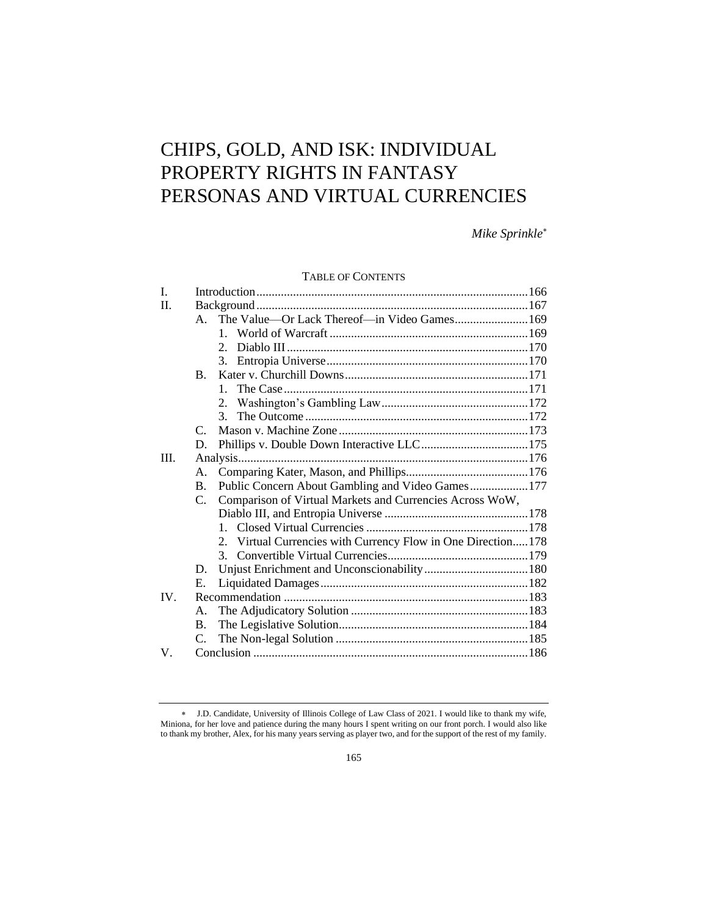# CHIPS, GOLD, AND ISK: INDIVIDUAL PROPERTY RIGHTS IN FANTASY PERSONAS AND VIRTUAL CURRENCIES

*Mike Sprinkle*[*]

TABLE OF CONTENTS

| | | |
|---|---|---|
| I. | Introduction | 166 |
| II. | Background | 167 |
| | A. The Value—Or Lack Thereof—in Video Games | 169 |
| | 1. World of Warcraft | 169 |
| | 2. Diablo III | 170 |
| | 3. Entropia Universe | 170 |
| | B. Kater v. Churchill Downs | 171 |
| | 1. The Case | 171 |
| | 2. Washington's Gambling Law | 172 |
| | 3. The Outcome | 172 |
| | C. Mason v. Machine Zone | 173 |
| | D. Phillips v. Double Down Interactive LLC | 175 |
| III. | Analysis | 176 |
| | A. Comparing Kater, Mason, and Phillips | 176 |
| | B. Public Concern About Gambling and Video Games | 177 |
| | C. Comparison of Virtual Markets and Currencies Across WoW, Diablo III, and Entropia Universe | 178 |
| | 1. Closed Virtual Currencies | 178 |
| | 2. Virtual Currencies with Currency Flow in One Direction | 178 |
| | 3. Convertible Virtual Currencies | 179 |
| | D. Unjust Enrichment and Unconscionability | 180 |
| | E. Liquidated Damages | 182 |
| IV. | Recommendation | 183 |
| | A. The Adjudicatory Solution | 183 |
| | B. The Legislative Solution | 184 |
| | C. The Non-legal Solution | 185 |
| V. | Conclusion | 186 |

[*] J.D. Candidate, University of Illinois College of Law Class of 2021. I would like to thank my wife, Miniona, for her love and patience during the many hours I spent writing on our front porch. I would also like to thank my brother, Alex, for his many years serving as player two, and for the support of the rest of my family.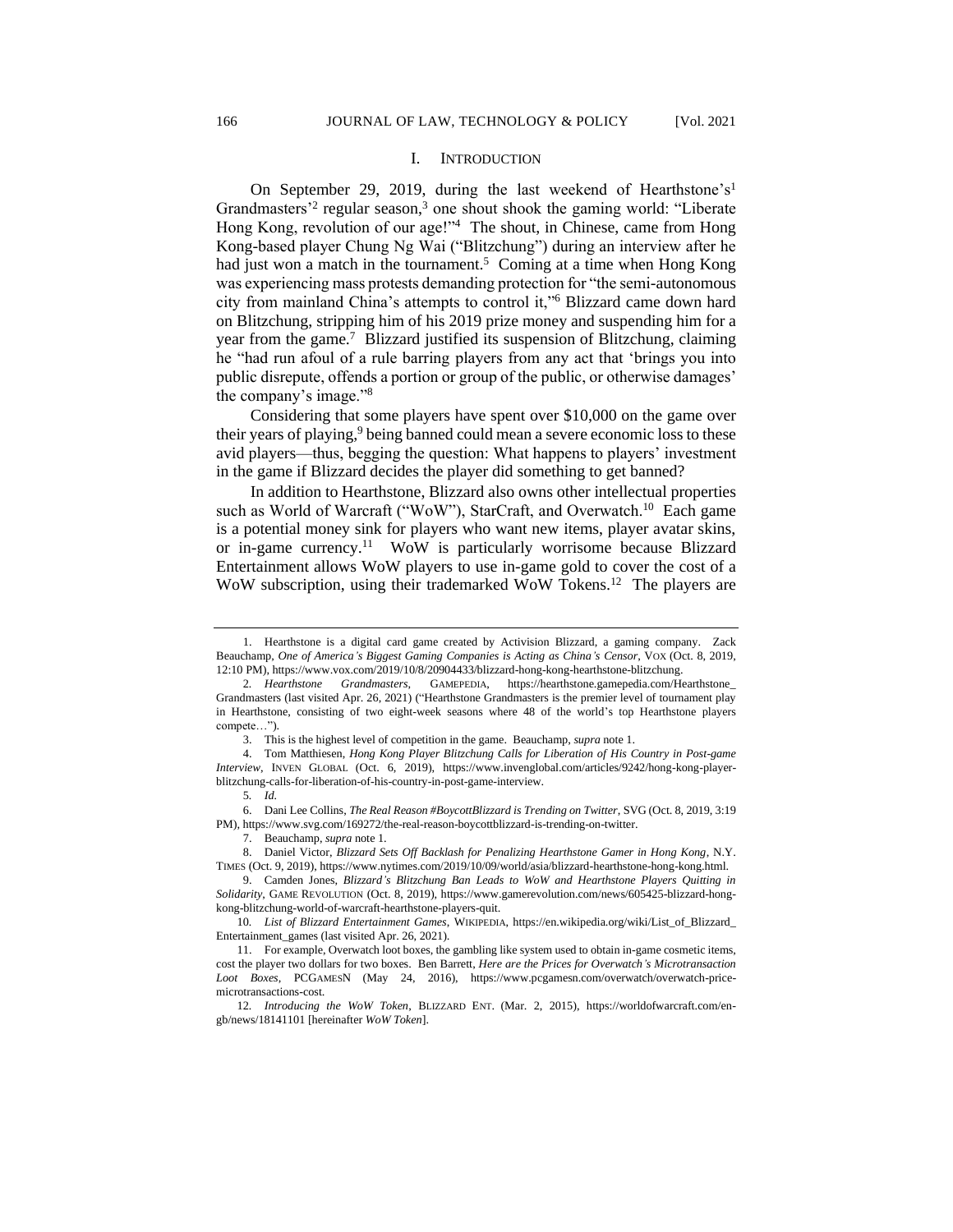## I. INTRODUCTION

On September 29, 2019, during the last weekend of Hearthstone's[1] Grandmasters'[2] regular season,[3] one shout shook the gaming world: "Liberate Hong Kong, revolution of our age!"[4] The shout, in Chinese, came from Hong Kong-based player Chung Ng Wai ("Blitzchung") during an interview after he had just won a match in the tournament.[5] Coming at a time when Hong Kong was experiencing mass protests demanding protection for "the semi-autonomous city from mainland China's attempts to control it,"[6] Blizzard came down hard on Blitzchung, stripping him of his 2019 prize money and suspending him for a year from the game.[7] Blizzard justified its suspension of Blitzchung, claiming he "had run afoul of a rule barring players from any act that 'brings you into public disrepute, offends a portion or group of the public, or otherwise damages' the company's image."[8]

Considering that some players have spent over $10,000 on the game over their years of playing,[9] being banned could mean a severe economic loss to these avid players—thus, begging the question: What happens to players' investment in the game if Blizzard decides the player did something to get banned?

In addition to Hearthstone, Blizzard also owns other intellectual properties such as World of Warcraft ("WoW"), StarCraft, and Overwatch.[10] Each game is a potential money sink for players who want new items, player avatar skins, or in-game currency.[11] WoW is particularly worrisome because Blizzard Entertainment allows WoW players to use in-game gold to cover the cost of a WoW subscription, using their trademarked WoW Tokens.[12] The players are

---

1. Hearthstone is a digital card game created by Activision Blizzard, a gaming company. Zack Beauchamp, *One of America's Biggest Gaming Companies is Acting as China's Censor*, VOX (Oct. 8, 2019, 12:10 PM), https://www.vox.com/2019/10/8/20904433/blizzard-hong-kong-hearthstone-blitzchung.

2. *Hearthstone Grandmasters*, GAMEPEDIA, https://hearthstone.gamepedia.com/Hearthstone_Grandmasters (last visited Apr. 26, 2021) ("Hearthstone Grandmasters is the premier level of tournament play in Hearthstone, consisting of two eight-week seasons where 48 of the world's top Hearthstone players compete…").

3. This is the highest level of competition in the game. Beauchamp, *supra* note 1.

4. Tom Matthiesen, *Hong Kong Player Blitzchung Calls for Liberation of His Country in Post-game Interview*, INVEN GLOBAL (Oct. 6, 2019), https://www.invenglobal.com/articles/9242/hong-kong-player-blitzchung-calls-for-liberation-of-his-country-in-post-game-interview.

5. *Id.*

6. Dani Lee Collins, *The Real Reason #BoycottBlizzard is Trending on Twitter*, SVG (Oct. 8, 2019, 3:19 PM), https://www.svg.com/169272/the-real-reason-boycottblizzard-is-trending-on-twitter.

7. Beauchamp, *supra* note 1.

8. Daniel Victor, *Blizzard Sets Off Backlash for Penalizing Hearthstone Gamer in Hong Kong*, N.Y. TIMES (Oct. 9, 2019), https://www.nytimes.com/2019/10/09/world/asia/blizzard-hearthstone-hong-kong.html.

9. Camden Jones, *Blizzard's Blitzchung Ban Leads to WoW and Hearthstone Players Quitting in Solidarity*, GAME REVOLUTION (Oct. 8, 2019), https://www.gamerevolution.com/news/605425-blizzard-hong-kong-blitzchung-world-of-warcraft-hearthstone-players-quit.

10. *List of Blizzard Entertainment Games*, WIKIPEDIA, https://en.wikipedia.org/wiki/List_of_Blizzard_Entertainment_games (last visited Apr. 26, 2021).

11. For example, Overwatch loot boxes, the gambling like system used to obtain in-game cosmetic items, cost the player two dollars for two boxes. Ben Barrett, *Here are the Prices for Overwatch's Microtransaction Loot Boxes*, PCGAMESN (May 24, 2016), https://www.pcgamesn.com/overwatch/overwatch-price-microtransactions-cost.

12. *Introducing the WoW Token*, BLIZZARD ENT. (Mar. 2, 2015), https://worldofwarcraft.com/en-gb/news/18141101 [hereinafter *WoW Token*].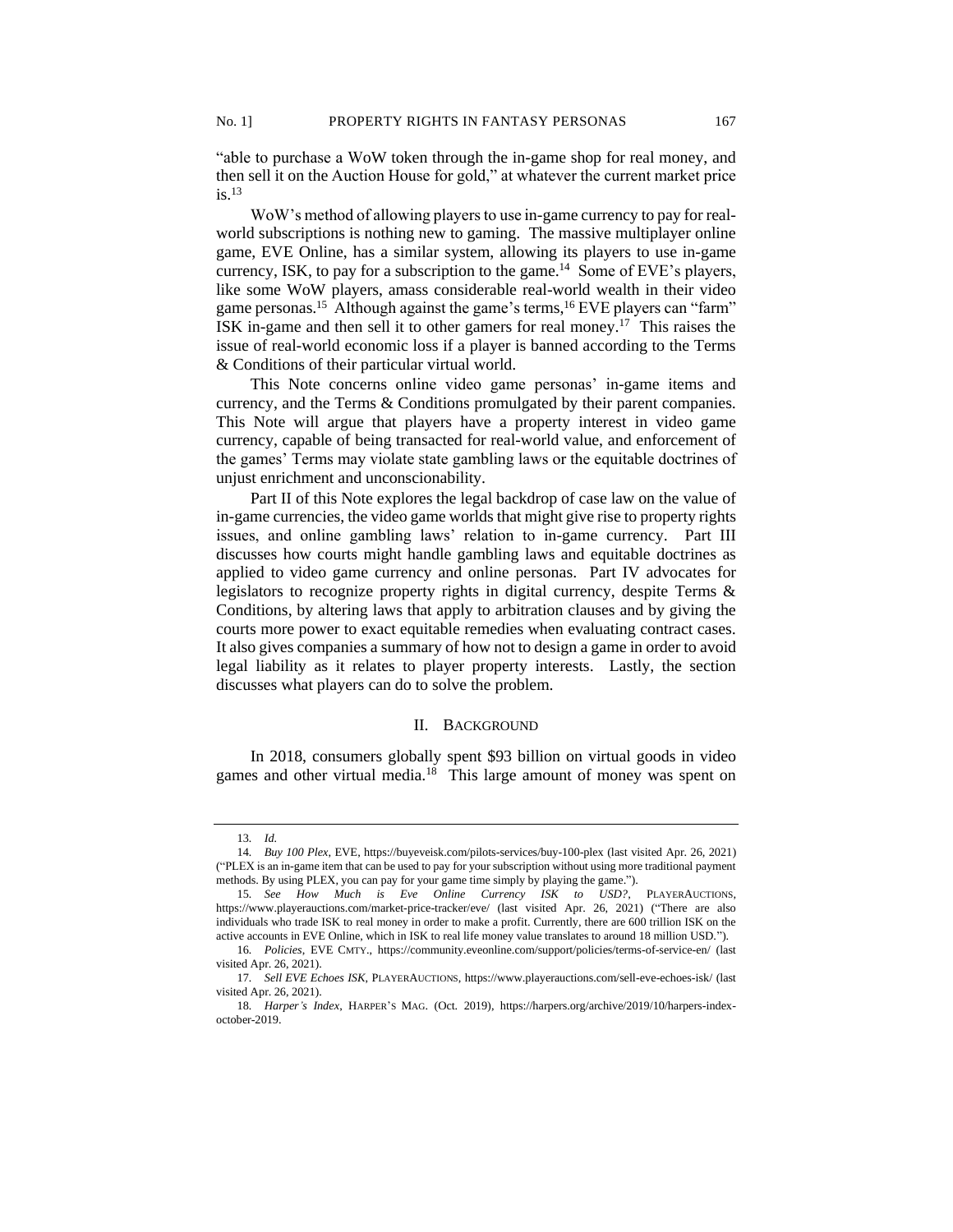"able to purchase a WoW token through the in-game shop for real money, and then sell it on the Auction House for gold," at whatever the current market price is.[13]

WoW's method of allowing players to use in-game currency to pay for real-world subscriptions is nothing new to gaming. The massive multiplayer online game, EVE Online, has a similar system, allowing its players to use in-game currency, ISK, to pay for a subscription to the game.[14] Some of EVE's players, like some WoW players, amass considerable real-world wealth in their video game personas.[15] Although against the game's terms,[16] EVE players can "farm" ISK in-game and then sell it to other gamers for real money.[17] This raises the issue of real-world economic loss if a player is banned according to the Terms & Conditions of their particular virtual world.

This Note concerns online video game personas' in-game items and currency, and the Terms & Conditions promulgated by their parent companies. This Note will argue that players have a property interest in video game currency, capable of being transacted for real-world value, and enforcement of the games' Terms may violate state gambling laws or the equitable doctrines of unjust enrichment and unconscionability.

Part II of this Note explores the legal backdrop of case law on the value of in-game currencies, the video game worlds that might give rise to property rights issues, and online gambling laws' relation to in-game currency. Part III discusses how courts might handle gambling laws and equitable doctrines as applied to video game currency and online personas. Part IV advocates for legislators to recognize property rights in digital currency, despite Terms & Conditions, by altering laws that apply to arbitration clauses and by giving the courts more power to exact equitable remedies when evaluating contract cases. It also gives companies a summary of how not to design a game in order to avoid legal liability as it relates to player property interests. Lastly, the section discusses what players can do to solve the problem.

## II. BACKGROUND

In 2018, consumers globally spent $93 billion on virtual goods in video games and other virtual media.[18] This large amount of money was spent on

---

13. *Id.*

14. *Buy 100 Plex*, EVE, https://buyeveisk.com/pilots-services/buy-100-plex (last visited Apr. 26, 2021) ("PLEX is an in-game item that can be used to pay for your subscription without using more traditional payment methods. By using PLEX, you can pay for your game time simply by playing the game.").

15. *See How Much is Eve Online Currency ISK to USD?*, PLAYERAUCTIONS, https://www.playerauctions.com/market-price-tracker/eve/ (last visited Apr. 26, 2021) ("There are also individuals who trade ISK to real money in order to make a profit. Currently, there are 600 trillion ISK on the active accounts in EVE Online, which in ISK to real life money value translates to around 18 million USD.").

16. *Policies*, EVE CMTY., https://community.eveonline.com/support/policies/terms-of-service-en/ (last visited Apr. 26, 2021).

17. *Sell EVE Echoes ISK*, PLAYERAUCTIONS, https://www.playerauctions.com/sell-eve-echoes-isk/ (last visited Apr. 26, 2021).

18. *Harper's Index*, HARPER'S MAG. (Oct. 2019), https://harpers.org/archive/2019/10/harpers-index-october-2019.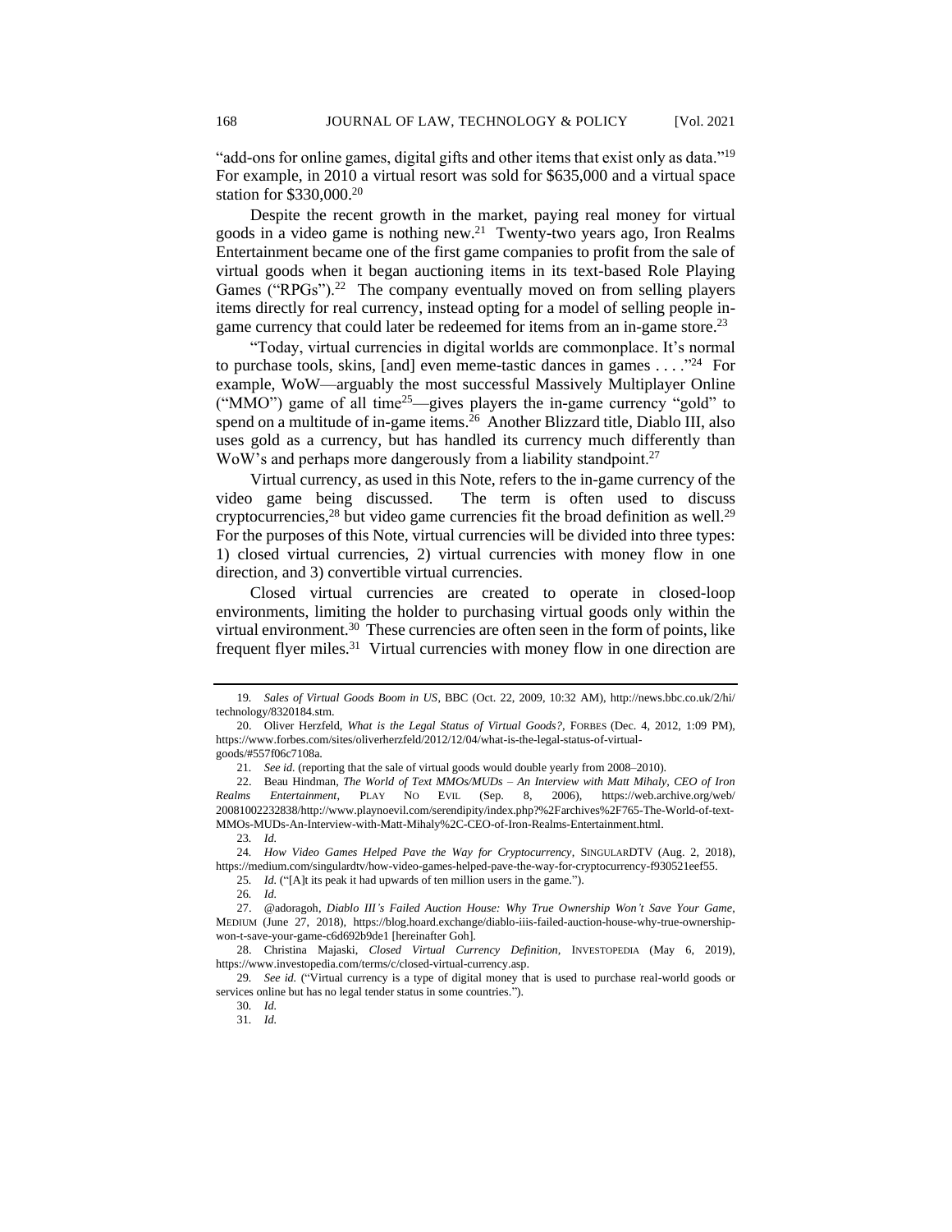"add-ons for online games, digital gifts and other items that exist only as data."[19] For example, in 2010 a virtual resort was sold for $635,000 and a virtual space station for $330,000.[20]

Despite the recent growth in the market, paying real money for virtual goods in a video game is nothing new.[21] Twenty-two years ago, Iron Realms Entertainment became one of the first game companies to profit from the sale of virtual goods when it began auctioning items in its text-based Role Playing Games ("RPGs").[22] The company eventually moved on from selling players items directly for real currency, instead opting for a model of selling people in-game currency that could later be redeemed for items from an in-game store.[23]

"Today, virtual currencies in digital worlds are commonplace. It's normal to purchase tools, skins, [and] even meme-tastic dances in games . . . ."[24] For example, WoW—arguably the most successful Massively Multiplayer Online ("MMO") game of all time[25]—gives players the in-game currency "gold" to spend on a multitude of in-game items.[26] Another Blizzard title, Diablo III, also uses gold as a currency, but has handled its currency much differently than WoW's and perhaps more dangerously from a liability standpoint.[27]

Virtual currency, as used in this Note, refers to the in-game currency of the video game being discussed. The term is often used to discuss cryptocurrencies,[28] but video game currencies fit the broad definition as well.[29] For the purposes of this Note, virtual currencies will be divided into three types: 1) closed virtual currencies, 2) virtual currencies with money flow in one direction, and 3) convertible virtual currencies.

Closed virtual currencies are created to operate in closed-loop environments, limiting the holder to purchasing virtual goods only within the virtual environment.[30] These currencies are often seen in the form of points, like frequent flyer miles.[31] Virtual currencies with money flow in one direction are

---

19. *Sales of Virtual Goods Boom in US*, BBC (Oct. 22, 2009, 10:32 AM), http://news.bbc.co.uk/2/hi/technology/8320184.stm.

20. Oliver Herzfeld, *What is the Legal Status of Virtual Goods?*, FORBES (Dec. 4, 2012, 1:09 PM), https://www.forbes.com/sites/oliverherzfeld/2012/12/04/what-is-the-legal-status-of-virtual-goods/#557f06c7108a.

21. *See id.* (reporting that the sale of virtual goods would double yearly from 2008–2010).

22. Beau Hindman, *The World of Text MMOs/MUDs – An Interview with Matt Mihaly, CEO of Iron Realms Entertainment*, PLAY NO EVIL (Sep. 8, 2006), https://web.archive.org/web/20081002232838/http://www.playnoevil.com/serendipity/index.php?%2Farchives%2F765-The-World-of-text-MMOs-MUDs-An-Interview-with-Matt-Mihaly%2C-CEO-of-Iron-Realms-Entertainment.html.

23. *Id.*

24. *How Video Games Helped Pave the Way for Cryptocurrency*, SINGULARDTV (Aug. 2, 2018), https://medium.com/singulardtv/how-video-games-helped-pave-the-way-for-cryptocurrency-f930521eef55.

25. *Id.* ("[A]t its peak it had upwards of ten million users in the game.").

26. *Id.*

27. @adoragoh, *Diablo III's Failed Auction House: Why True Ownership Won't Save Your Game*, MEDIUM (June 27, 2018), https://blog.hoard.exchange/diablo-iiis-failed-auction-house-why-true-ownership-won-t-save-your-game-c6d692b9de1 [hereinafter Goh].

28. Christina Majaski, *Closed Virtual Currency Definition*, INVESTOPEDIA (May 6, 2019), https://www.investopedia.com/terms/c/closed-virtual-currency.asp.

29. *See id.* ("Virtual currency is a type of digital money that is used to purchase real-world goods or services online but has no legal tender status in some countries.").

30. *Id.*

31. *Id.*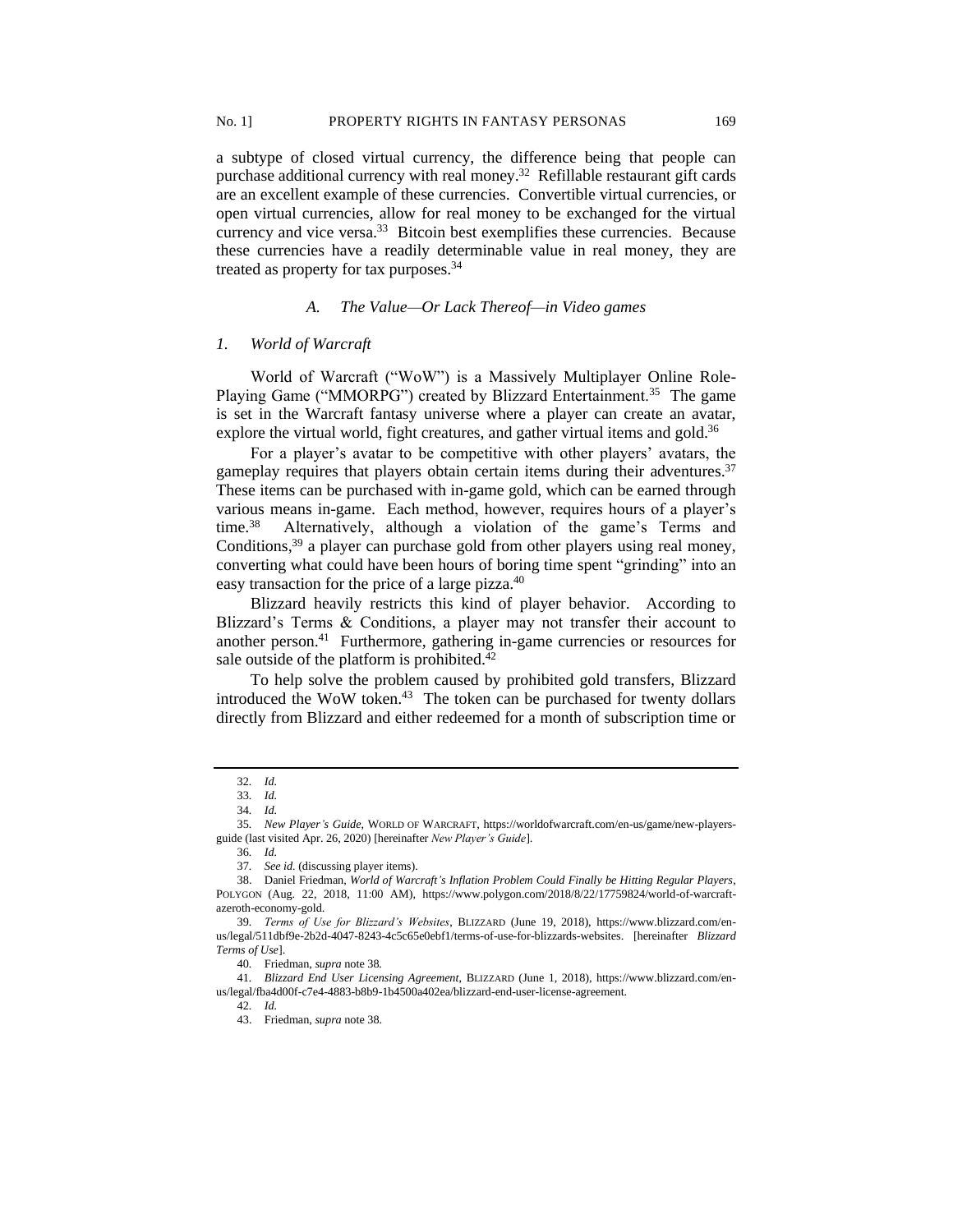a subtype of closed virtual currency, the difference being that people can purchase additional currency with real money.[32] Refillable restaurant gift cards are an excellent example of these currencies. Convertible virtual currencies, or open virtual currencies, allow for real money to be exchanged for the virtual currency and vice versa.[33] Bitcoin best exemplifies these currencies. Because these currencies have a readily determinable value in real money, they are treated as property for tax purposes.[34]

### *A. The Value—Or Lack Thereof—in Video games*

#### *1. World of Warcraft*

World of Warcraft ("WoW") is a Massively Multiplayer Online Role-Playing Game ("MMORPG") created by Blizzard Entertainment.[35] The game is set in the Warcraft fantasy universe where a player can create an avatar, explore the virtual world, fight creatures, and gather virtual items and gold.[36]

For a player's avatar to be competitive with other players' avatars, the gameplay requires that players obtain certain items during their adventures.[37] These items can be purchased with in-game gold, which can be earned through various means in-game. Each method, however, requires hours of a player's time.[38] Alternatively, although a violation of the game's Terms and Conditions,[39] a player can purchase gold from other players using real money, converting what could have been hours of boring time spent "grinding" into an easy transaction for the price of a large pizza.[40]

Blizzard heavily restricts this kind of player behavior. According to Blizzard's Terms & Conditions, a player may not transfer their account to another person.[41] Furthermore, gathering in-game currencies or resources for sale outside of the platform is prohibited.[42]

To help solve the problem caused by prohibited gold transfers, Blizzard introduced the WoW token.[43] The token can be purchased for twenty dollars directly from Blizzard and either redeemed for a month of subscription time or

---

32. *Id.*

33. *Id.*

34. *Id.*

35. *New Player's Guide*, WORLD OF WARCRAFT, https://worldofwarcraft.com/en-us/game/new-players-guide (last visited Apr. 26, 2020) [hereinafter *New Player's Guide*].

36. *Id.*

37. *See id.* (discussing player items).

38. Daniel Friedman, *World of Warcraft's Inflation Problem Could Finally be Hitting Regular Players*, POLYGON (Aug. 22, 2018, 11:00 AM), https://www.polygon.com/2018/8/22/17759824/world-of-warcraft-azeroth-economy-gold.

39. *Terms of Use for Blizzard's Websites*, BLIZZARD (June 19, 2018), https://www.blizzard.com/en-us/legal/511dbf9e-2b2d-4047-8243-4c5c65e0ebf1/terms-of-use-for-blizzards-websites. [hereinafter *Blizzard Terms of Use*].

40. Friedman, *supra* note 38.

41. *Blizzard End User Licensing Agreement*, BLIZZARD (June 1, 2018), https://www.blizzard.com/en-us/legal/fba4d00f-c7e4-4883-b8b9-1b4500a402ea/blizzard-end-user-license-agreement.

42. *Id.*

43. Friedman, *supra* note 38.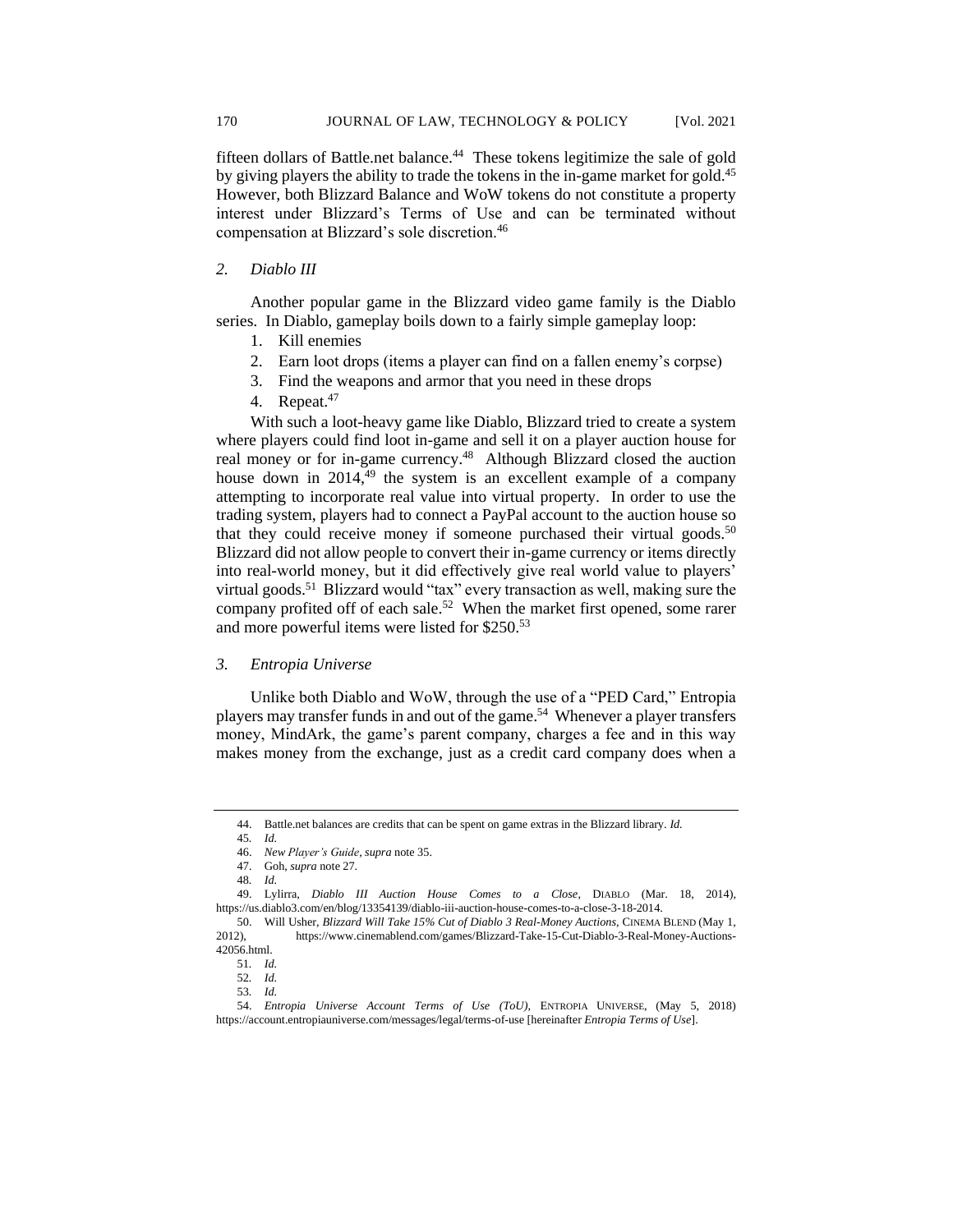fifteen dollars of Battle.net balance.[44] These tokens legitimize the sale of gold by giving players the ability to trade the tokens in the in-game market for gold.[45] However, both Blizzard Balance and WoW tokens do not constitute a property interest under Blizzard's Terms of Use and can be terminated without compensation at Blizzard's sole discretion.[46]

### 2. *Diablo III*

Another popular game in the Blizzard video game family is the Diablo series. In Diablo, gameplay boils down to a fairly simple gameplay loop:

1. Kill enemies
2. Earn loot drops (items a player can find on a fallen enemy's corpse)
3. Find the weapons and armor that you need in these drops
4. Repeat.[47]

With such a loot-heavy game like Diablo, Blizzard tried to create a system where players could find loot in-game and sell it on a player auction house for real money or for in-game currency.[48] Although Blizzard closed the auction house down in 2014,[49] the system is an excellent example of a company attempting to incorporate real value into virtual property. In order to use the trading system, players had to connect a PayPal account to the auction house so that they could receive money if someone purchased their virtual goods.[50] Blizzard did not allow people to convert their in-game currency or items directly into real-world money, but it did effectively give real world value to players' virtual goods.[51] Blizzard would "tax" every transaction as well, making sure the company profited off of each sale.[52] When the market first opened, some rarer and more powerful items were listed for $250.[53]

### 3. *Entropia Universe*

Unlike both Diablo and WoW, through the use of a "PED Card," Entropia players may transfer funds in and out of the game.[54] Whenever a player transfers money, MindArk, the game's parent company, charges a fee and in this way makes money from the exchange, just as a credit card company does when a

---

44. Battle.net balances are credits that can be spent on game extras in the Blizzard library. *Id.*

45. *Id.*

46. *New Player's Guide*, *supra* note 35.

47. Goh, *supra* note 27.

48. *Id.*

49. Lylirra, *Diablo III Auction House Comes to a Close*, DIABLO (Mar. 18, 2014), https://us.diablo3.com/en/blog/13354139/diablo-iii-auction-house-comes-to-a-close-3-18-2014.

50. Will Usher, *Blizzard Will Take 15% Cut of Diablo 3 Real-Money Auctions*, CINEMA BLEND (May 1, 2012), https://www.cinemablend.com/games/Blizzard-Take-15-Cut-Diablo-3-Real-Money-Auctions-42056.html.

51. *Id.*

52. *Id.*

53. *Id.*

54. *Entropia Universe Account Terms of Use (ToU)*, ENTROPIA UNIVERSE, (May 5, 2018) https://account.entropiauniverse.com/messages/legal/terms-of-use [hereinafter *Entropia Terms of Use*].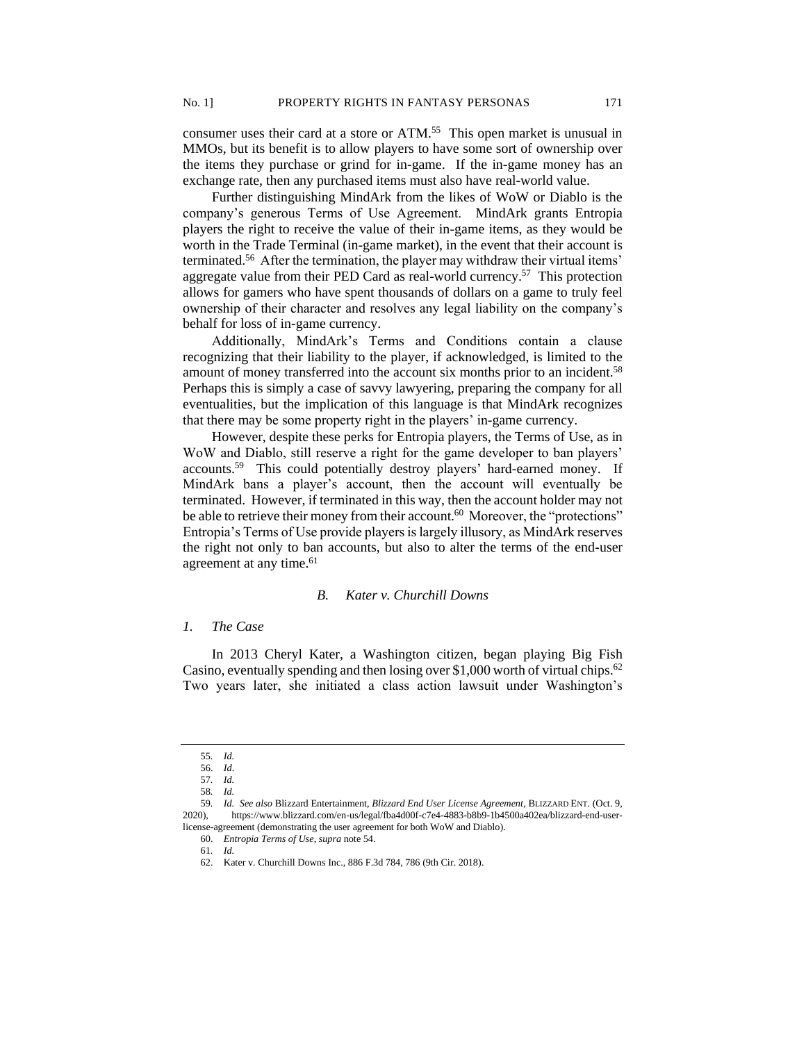consumer uses their card at a store or ATM.[55] This open market is unusual in MMOs, but its benefit is to allow players to have some sort of ownership over the items they purchase or grind for in-game. If the in-game money has an exchange rate, then any purchased items must also have real-world value.

Further distinguishing MindArk from the likes of WoW or Diablo is the company's generous Terms of Use Agreement. MindArk grants Entropia players the right to receive the value of their in-game items, as they would be worth in the Trade Terminal (in-game market), in the event that their account is terminated.[56] After the termination, the player may withdraw their virtual items' aggregate value from their PED Card as real-world currency.[57] This protection allows for gamers who have spent thousands of dollars on a game to truly feel ownership of their character and resolves any legal liability on the company's behalf for loss of in-game currency.

Additionally, MindArk's Terms and Conditions contain a clause recognizing that their liability to the player, if acknowledged, is limited to the amount of money transferred into the account six months prior to an incident.[58] Perhaps this is simply a case of savvy lawyering, preparing the company for all eventualities, but the implication of this language is that MindArk recognizes that there may be some property right in the players' in-game currency.

However, despite these perks for Entropia players, the Terms of Use, as in WoW and Diablo, still reserve a right for the game developer to ban players' accounts.[59] This could potentially destroy players' hard-earned money. If MindArk bans a player's account, then the account will eventually be terminated. However, if terminated in this way, then the account holder may not be able to retrieve their money from their account.[60] Moreover, the "protections" Entropia's Terms of Use provide players is largely illusory, as MindArk reserves the right not only to ban accounts, but also to alter the terms of the end-user agreement at any time.[61]

### *B. Kater v. Churchill Downs*

#### *1. The Case*

In 2013 Cheryl Kater, a Washington citizen, began playing Big Fish Casino, eventually spending and then losing over $1,000 worth of virtual chips.[62] Two years later, she initiated a class action lawsuit under Washington's

---

55. *Id.*

56. *Id*.

57. *Id.*

58. *Id.*

59. *Id. See also* Blizzard Entertainment, *Blizzard End User License Agreement*, BLIZZARD ENT. (Oct. 9, 2020), https://www.blizzard.com/en-us/legal/fba4d00f-c7e4-4883-b8b9-1b4500a402ea/blizzard-end-user-license-agreement (demonstrating the user agreement for both WoW and Diablo).

60. *Entropia Terms of Use*, *supra* note 54.

61. *Id.*

62. Kater v. Churchill Downs Inc., 886 F.3d 784, 786 (9th Cir. 2018).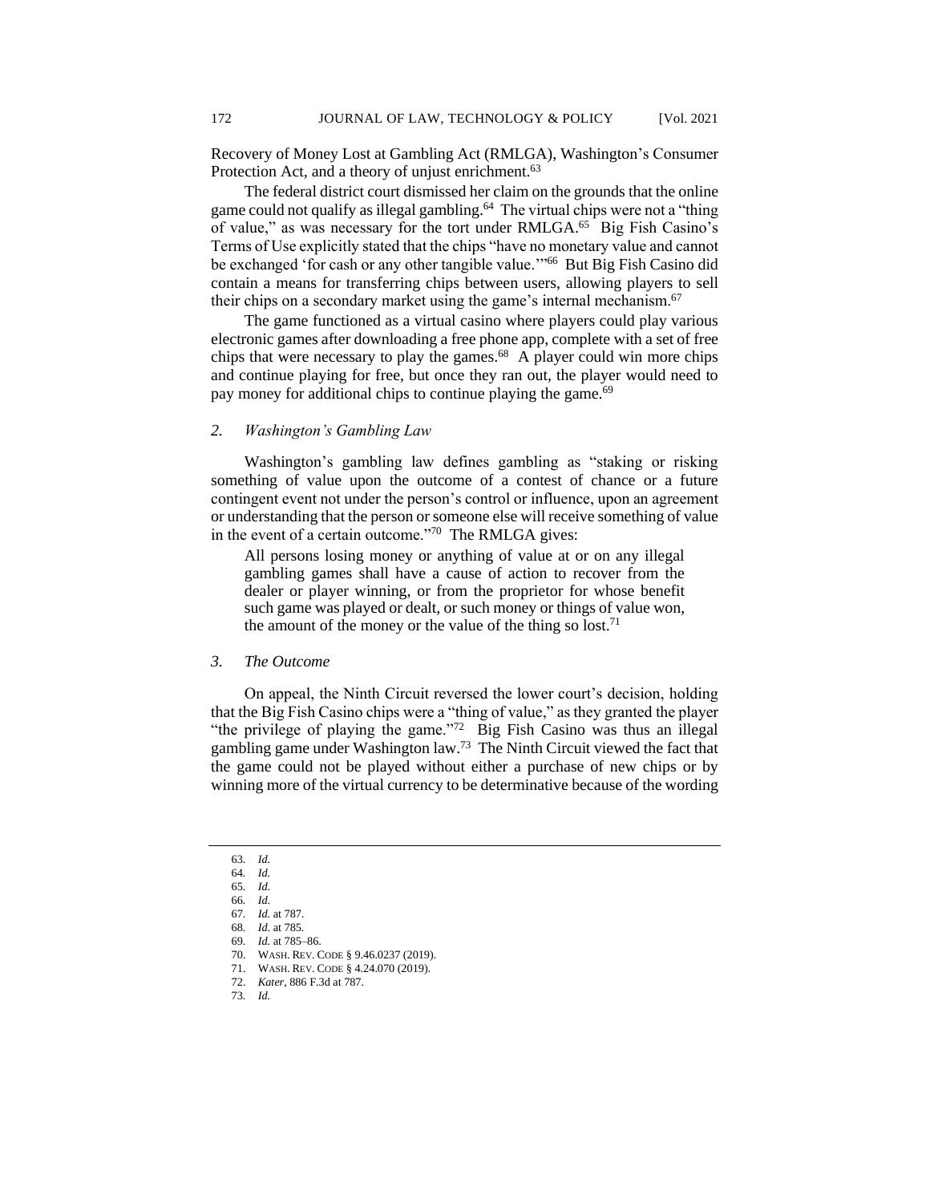Recovery of Money Lost at Gambling Act (RMLGA), Washington's Consumer Protection Act, and a theory of unjust enrichment.[63]

The federal district court dismissed her claim on the grounds that the online game could not qualify as illegal gambling.[64] The virtual chips were not a "thing of value," as was necessary for the tort under RMLGA.[65] Big Fish Casino's Terms of Use explicitly stated that the chips "have no monetary value and cannot be exchanged 'for cash or any other tangible value.'"[66] But Big Fish Casino did contain a means for transferring chips between users, allowing players to sell their chips on a secondary market using the game's internal mechanism.[67]

The game functioned as a virtual casino where players could play various electronic games after downloading a free phone app, complete with a set of free chips that were necessary to play the games.[68] A player could win more chips and continue playing for free, but once they ran out, the player would need to pay money for additional chips to continue playing the game.[69]

### *2. Washington's Gambling Law*

Washington's gambling law defines gambling as "staking or risking something of value upon the outcome of a contest of chance or a future contingent event not under the person's control or influence, upon an agreement or understanding that the person or someone else will receive something of value in the event of a certain outcome."[70] The RMLGA gives:

> All persons losing money or anything of value at or on any illegal gambling games shall have a cause of action to recover from the dealer or player winning, or from the proprietor for whose benefit such game was played or dealt, or such money or things of value won, the amount of the money or the value of the thing so lost.[71]

### *3. The Outcome*

On appeal, the Ninth Circuit reversed the lower court's decision, holding that the Big Fish Casino chips were a "thing of value," as they granted the player "the privilege of playing the game."[72] Big Fish Casino was thus an illegal gambling game under Washington law.[73] The Ninth Circuit viewed the fact that the game could not be played without either a purchase of new chips or by winning more of the virtual currency to be determinative because of the wording

---

63. *Id.*
64. *Id.*
65. *Id.*
66. *Id.*
67. *Id.* at 787.
68. *Id.* at 785.
69. *Id.* at 785–86.
70. WASH. REV. CODE § 9.46.0237 (2019).
71. WASH. REV. CODE § 4.24.070 (2019).
72. *Kater*, 886 F.3d at 787.
73. *Id.*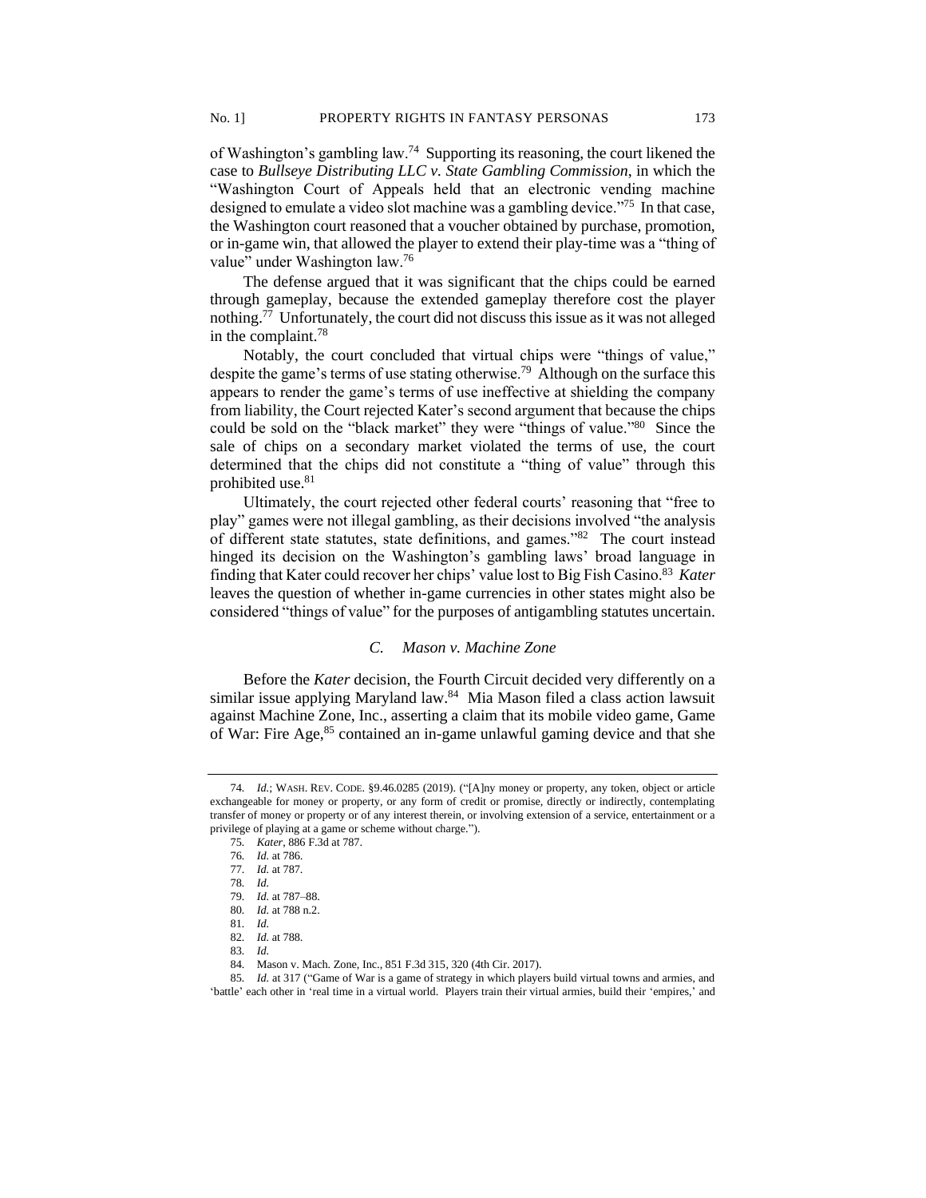of Washington's gambling law.[74] Supporting its reasoning, the court likened the case to *Bullseye Distributing LLC v. State Gambling Commission*, in which the "Washington Court of Appeals held that an electronic vending machine designed to emulate a video slot machine was a gambling device."[75] In that case, the Washington court reasoned that a voucher obtained by purchase, promotion, or in-game win, that allowed the player to extend their play-time was a "thing of value" under Washington law.[76]

The defense argued that it was significant that the chips could be earned through gameplay, because the extended gameplay therefore cost the player nothing.[77] Unfortunately, the court did not discuss this issue as it was not alleged in the complaint.[78]

Notably, the court concluded that virtual chips were "things of value," despite the game's terms of use stating otherwise.[79] Although on the surface this appears to render the game's terms of use ineffective at shielding the company from liability, the Court rejected Kater's second argument that because the chips could be sold on the "black market" they were "things of value."[80] Since the sale of chips on a secondary market violated the terms of use, the court determined that the chips did not constitute a "thing of value" through this prohibited use.[81]

Ultimately, the court rejected other federal courts' reasoning that "free to play" games were not illegal gambling, as their decisions involved "the analysis of different state statutes, state definitions, and games."[82] The court instead hinged its decision on the Washington's gambling laws' broad language in finding that Kater could recover her chips' value lost to Big Fish Casino.[83] *Kater* leaves the question of whether in-game currencies in other states might also be considered "things of value" for the purposes of antigambling statutes uncertain.

### C. *Mason v. Machine Zone*

Before the *Kater* decision, the Fourth Circuit decided very differently on a similar issue applying Maryland law.[84] Mia Mason filed a class action lawsuit against Machine Zone, Inc., asserting a claim that its mobile video game, Game of War: Fire Age,[85] contained an in-game unlawful gaming device and that she

---

74. *Id.*; WASH. REV. CODE. §9.46.0285 (2019). ("[A]ny money or property, any token, object or article exchangeable for money or property, or any form of credit or promise, directly or indirectly, contemplating transfer of money or property or of any interest therein, or involving extension of a service, entertainment or a privilege of playing at a game or scheme without charge.").

75. *Kater*, 886 F.3d at 787.

76. *Id.* at 786.

77. *Id.* at 787.

78. *Id.*

79. *Id.* at 787–88.

80. *Id.* at 788 n.2.

81. *Id.*

82. *Id.* at 788.

83. *Id.*

84. Mason v. Mach. Zone, Inc., 851 F.3d 315, 320 (4th Cir. 2017).

85. *Id.* at 317 ("Game of War is a game of strategy in which players build virtual towns and armies, and 'battle' each other in 'real time in a virtual world. Players train their virtual armies, build their 'empires,' and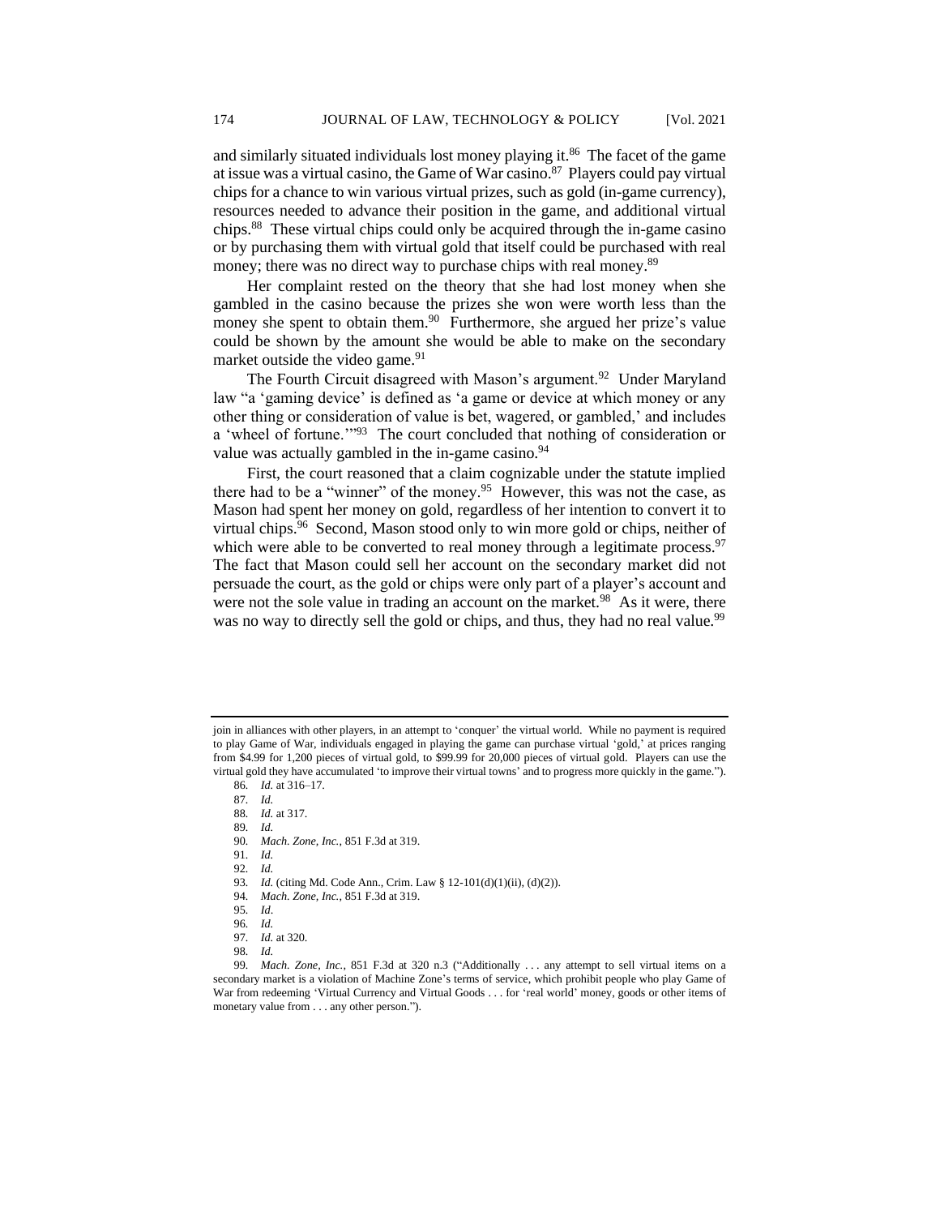and similarly situated individuals lost money playing it.[86] The facet of the game at issue was a virtual casino, the Game of War casino.[87] Players could pay virtual chips for a chance to win various virtual prizes, such as gold (in-game currency), resources needed to advance their position in the game, and additional virtual chips.[88] These virtual chips could only be acquired through the in-game casino or by purchasing them with virtual gold that itself could be purchased with real money; there was no direct way to purchase chips with real money.[89]

Her complaint rested on the theory that she had lost money when she gambled in the casino because the prizes she won were worth less than the money she spent to obtain them.[90] Furthermore, she argued her prize's value could be shown by the amount she would be able to make on the secondary market outside the video game.[91]

The Fourth Circuit disagreed with Mason's argument.[92] Under Maryland law "a 'gaming device' is defined as 'a game or device at which money or any other thing or consideration of value is bet, wagered, or gambled,' and includes a 'wheel of fortune.'"[93] The court concluded that nothing of consideration or value was actually gambled in the in-game casino.[94]

First, the court reasoned that a claim cognizable under the statute implied there had to be a "winner" of the money.[95] However, this was not the case, as Mason had spent her money on gold, regardless of her intention to convert it to virtual chips.[96] Second, Mason stood only to win more gold or chips, neither of which were able to be converted to real money through a legitimate process.[97] The fact that Mason could sell her account on the secondary market did not persuade the court, as the gold or chips were only part of a player's account and were not the sole value in trading an account on the market.[98] As it were, there was no way to directly sell the gold or chips, and thus, they had no real value.[99]

---

join in alliances with other players, in an attempt to 'conquer' the virtual world. While no payment is required to play Game of War, individuals engaged in playing the game can purchase virtual 'gold,' at prices ranging from $4.99 for 1,200 pieces of virtual gold, to $99.99 for 20,000 pieces of virtual gold. Players can use the virtual gold they have accumulated 'to improve their virtual towns' and to progress more quickly in the game.").

86. *Id.* at 316–17.

87. *Id.*

88. *Id.* at 317.

89. *Id.*

90. *Mach. Zone, Inc.*, 851 F.3d at 319.

91. *Id.*

92. *Id.*

93. *Id.* (citing Md. Code Ann., Crim. Law § 12-101(d)(1)(ii), (d)(2)).

94. *Mach. Zone, Inc.*, 851 F.3d at 319.

95. *Id*.

96. *Id.*

97. *Id.* at 320.

98. *Id.*

99. *Mach. Zone, Inc.*, 851 F.3d at 320 n.3 ("Additionally . . . any attempt to sell virtual items on a secondary market is a violation of Machine Zone's terms of service, which prohibit people who play Game of War from redeeming 'Virtual Currency and Virtual Goods . . . for 'real world' money, goods or other items of monetary value from . . . any other person.").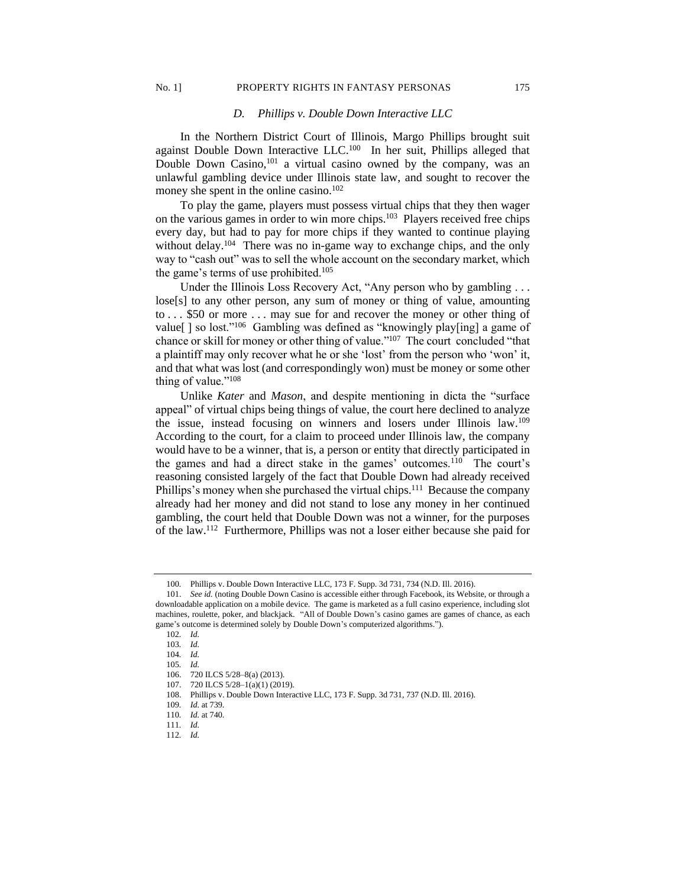### *D. Phillips v. Double Down Interactive LLC*

In the Northern District Court of Illinois, Margo Phillips brought suit against Double Down Interactive LLC.[100] In her suit, Phillips alleged that Double Down Casino,[101] a virtual casino owned by the company, was an unlawful gambling device under Illinois state law, and sought to recover the money she spent in the online casino.[102]

To play the game, players must possess virtual chips that they then wager on the various games in order to win more chips.[103] Players received free chips every day, but had to pay for more chips if they wanted to continue playing without delay.[104] There was no in-game way to exchange chips, and the only way to "cash out" was to sell the whole account on the secondary market, which the game's terms of use prohibited.[105]

Under the Illinois Loss Recovery Act, "Any person who by gambling . . . lose[s] to any other person, any sum of money or thing of value, amounting to . . . $50 or more . . . may sue for and recover the money or other thing of value[ ] so lost."[106] Gambling was defined as "knowingly play[ing] a game of chance or skill for money or other thing of value."[107] The court concluded "that a plaintiff may only recover what he or she 'lost' from the person who 'won' it, and that what was lost (and correspondingly won) must be money or some other thing of value."[108]

Unlike *Kater* and *Mason*, and despite mentioning in dicta the "surface appeal" of virtual chips being things of value, the court here declined to analyze the issue, instead focusing on winners and losers under Illinois law.[109] According to the court, for a claim to proceed under Illinois law, the company would have to be a winner, that is, a person or entity that directly participated in the games and had a direct stake in the games' outcomes.[110] The court's reasoning consisted largely of the fact that Double Down had already received Phillips's money when she purchased the virtual chips.[111] Because the company already had her money and did not stand to lose any money in her continued gambling, the court held that Double Down was not a winner, for the purposes of the law.[112] Furthermore, Phillips was not a loser either because she paid for

---

100. Phillips v. Double Down Interactive LLC, 173 F. Supp. 3d 731, 734 (N.D. Ill. 2016).

101. *See id.* (noting Double Down Casino is accessible either through Facebook, its Website, or through a downloadable application on a mobile device. The game is marketed as a full casino experience, including slot machines, roulette, poker, and blackjack. "All of Double Down's casino games are games of chance, as each game's outcome is determined solely by Double Down's computerized algorithms.").

102. *Id.*

103. *Id.*

104. *Id.*

105. *Id.*

106. 720 ILCS 5/28–8(a) (2013).

107. 720 ILCS 5/28–1(a)(1) (2019).

108. Phillips v. Double Down Interactive LLC, 173 F. Supp. 3d 731, 737 (N.D. Ill. 2016).

109. *Id.* at 739.

110. *Id.* at 740.

111. *Id.*

112. *Id.*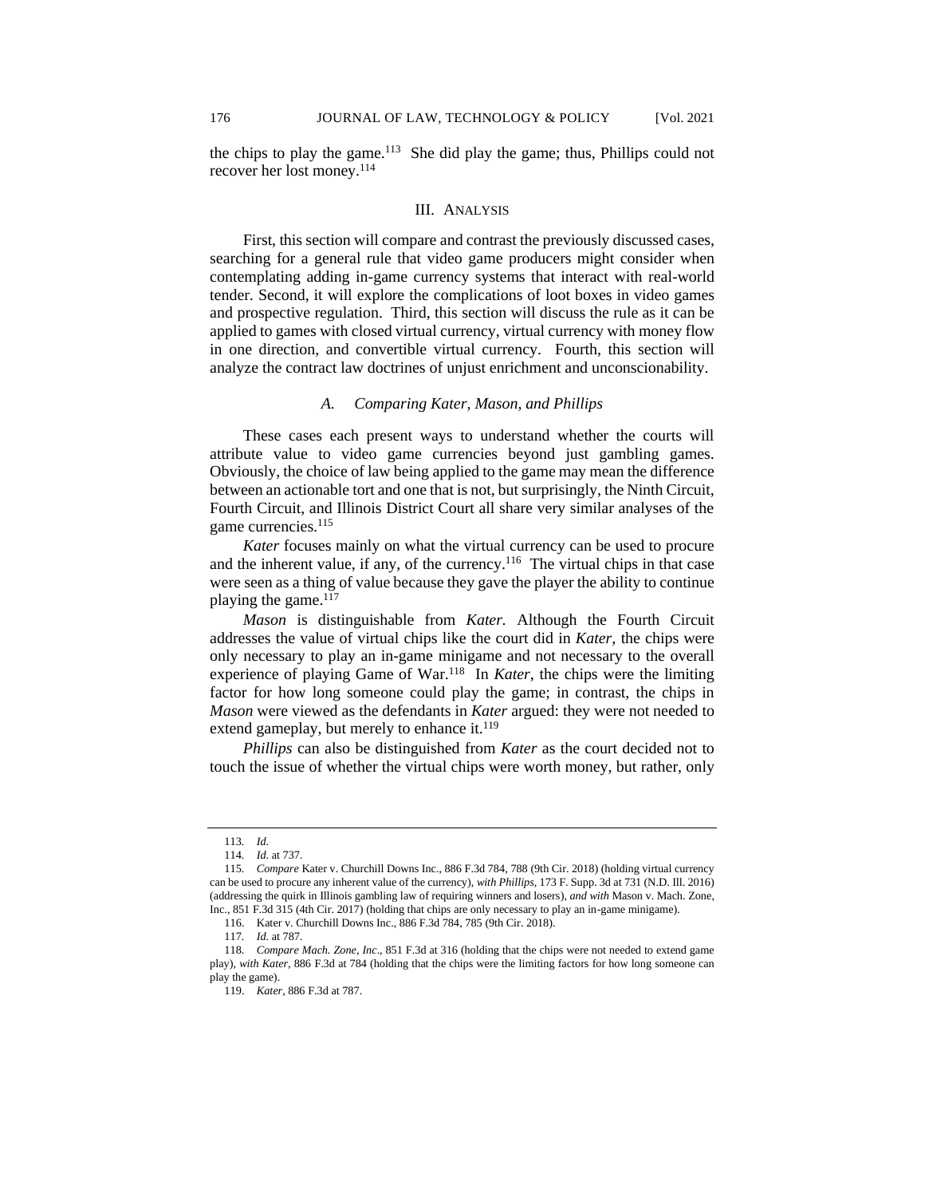the chips to play the game.[113] She did play the game; thus, Phillips could not recover her lost money.[114]

## III. Analysis

First, this section will compare and contrast the previously discussed cases, searching for a general rule that video game producers might consider when contemplating adding in-game currency systems that interact with real-world tender. Second, it will explore the complications of loot boxes in video games and prospective regulation. Third, this section will discuss the rule as it can be applied to games with closed virtual currency, virtual currency with money flow in one direction, and convertible virtual currency. Fourth, this section will analyze the contract law doctrines of unjust enrichment and unconscionability.

### A. *Comparing Kater, Mason, and Phillips*

These cases each present ways to understand whether the courts will attribute value to video game currencies beyond just gambling games. Obviously, the choice of law being applied to the game may mean the difference between an actionable tort and one that is not, but surprisingly, the Ninth Circuit, Fourth Circuit, and Illinois District Court all share very similar analyses of the game currencies.[115]

*Kater* focuses mainly on what the virtual currency can be used to procure and the inherent value, if any, of the currency.[116] The virtual chips in that case were seen as a thing of value because they gave the player the ability to continue playing the game.[117]

*Mason* is distinguishable from *Kater.* Although the Fourth Circuit addresses the value of virtual chips like the court did in *Kater*, the chips were only necessary to play an in-game minigame and not necessary to the overall experience of playing Game of War.[118] In *Kater*, the chips were the limiting factor for how long someone could play the game; in contrast, the chips in *Mason* were viewed as the defendants in *Kater* argued: they were not needed to extend gameplay, but merely to enhance it.[119]

*Phillips* can also be distinguished from *Kater* as the court decided not to touch the issue of whether the virtual chips were worth money, but rather, only

---

113. *Id.*

114. *Id.* at 737.

115. *Compare* Kater v. Churchill Downs Inc., 886 F.3d 784, 788 (9th Cir. 2018) (holding virtual currency can be used to procure any inherent value of the currency), *with Phillips*, 173 F. Supp. 3d at 731 (N.D. Ill. 2016) (addressing the quirk in Illinois gambling law of requiring winners and losers), *and with* Mason v. Mach. Zone, Inc., 851 F.3d 315 (4th Cir. 2017) (holding that chips are only necessary to play an in-game minigame).

116. Kater v. Churchill Downs Inc., 886 F.3d 784, 785 (9th Cir. 2018).

117. *Id.* at 787.

118. *Compare Mach. Zone, Inc*., 851 F.3d at 316 (holding that the chips were not needed to extend game play), *with Kater*, 886 F.3d at 784 (holding that the chips were the limiting factors for how long someone can play the game).

119. *Kater*, 886 F.3d at 787.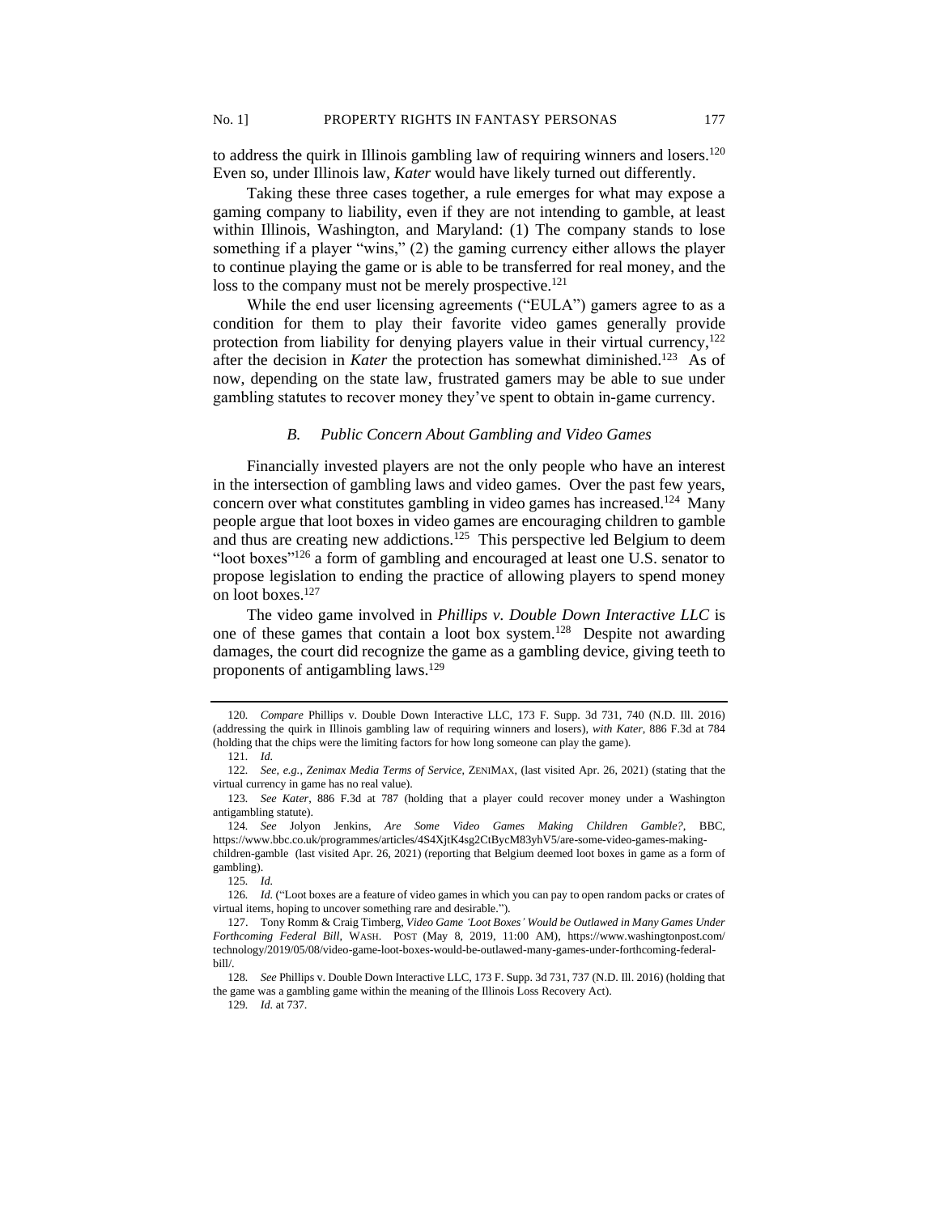to address the quirk in Illinois gambling law of requiring winners and losers.[120] Even so, under Illinois law, *Kater* would have likely turned out differently.

Taking these three cases together, a rule emerges for what may expose a gaming company to liability, even if they are not intending to gamble, at least within Illinois, Washington, and Maryland: (1) The company stands to lose something if a player "wins," (2) the gaming currency either allows the player to continue playing the game or is able to be transferred for real money, and the loss to the company must not be merely prospective.[121]

While the end user licensing agreements ("EULA") gamers agree to as a condition for them to play their favorite video games generally provide protection from liability for denying players value in their virtual currency,[122] after the decision in *Kater* the protection has somewhat diminished.[123] As of now, depending on the state law, frustrated gamers may be able to sue under gambling statutes to recover money they've spent to obtain in-game currency.

### *B. Public Concern About Gambling and Video Games*

Financially invested players are not the only people who have an interest in the intersection of gambling laws and video games. Over the past few years, concern over what constitutes gambling in video games has increased.[124] Many people argue that loot boxes in video games are encouraging children to gamble and thus are creating new addictions.[125] This perspective led Belgium to deem "loot boxes"[126] a form of gambling and encouraged at least one U.S. senator to propose legislation to ending the practice of allowing players to spend money on loot boxes.[127]

The video game involved in *Phillips v. Double Down Interactive LLC* is one of these games that contain a loot box system.[128] Despite not awarding damages, the court did recognize the game as a gambling device, giving teeth to proponents of antigambling laws.[129]

---

120. *Compare* Phillips v. Double Down Interactive LLC, 173 F. Supp. 3d 731, 740 (N.D. Ill. 2016) (addressing the quirk in Illinois gambling law of requiring winners and losers), *with Kater*, 886 F.3d at 784 (holding that the chips were the limiting factors for how long someone can play the game).

121. *Id.*

122. *See, e.g.*, *Zenimax Media Terms of Service*, ZENIMAX, (last visited Apr. 26, 2021) (stating that the virtual currency in game has no real value).

123. *See Kater*, 886 F.3d at 787 (holding that a player could recover money under a Washington antigambling statute).

124. *See* Jolyon Jenkins, *Are Some Video Games Making Children Gamble?*, BBC, https://www.bbc.co.uk/programmes/articles/4S4XjtK4sg2CtBycM83yhV5/are-some-video-games-making-children-gamble (last visited Apr. 26, 2021) (reporting that Belgium deemed loot boxes in game as a form of gambling).

125. *Id.*

126. *Id.* ("Loot boxes are a feature of video games in which you can pay to open random packs or crates of virtual items, hoping to uncover something rare and desirable.").

127. Tony Romm & Craig Timberg, *Video Game 'Loot Boxes' Would be Outlawed in Many Games Under Forthcoming Federal Bill*, WASH. POST (May 8, 2019, 11:00 AM), https://www.washingtonpost.com/technology/2019/05/08/video-game-loot-boxes-would-be-outlawed-many-games-under-forthcoming-federal-bill/.

128. *See* Phillips v. Double Down Interactive LLC, 173 F. Supp. 3d 731, 737 (N.D. Ill. 2016) (holding that the game was a gambling game within the meaning of the Illinois Loss Recovery Act).

129. *Id.* at 737.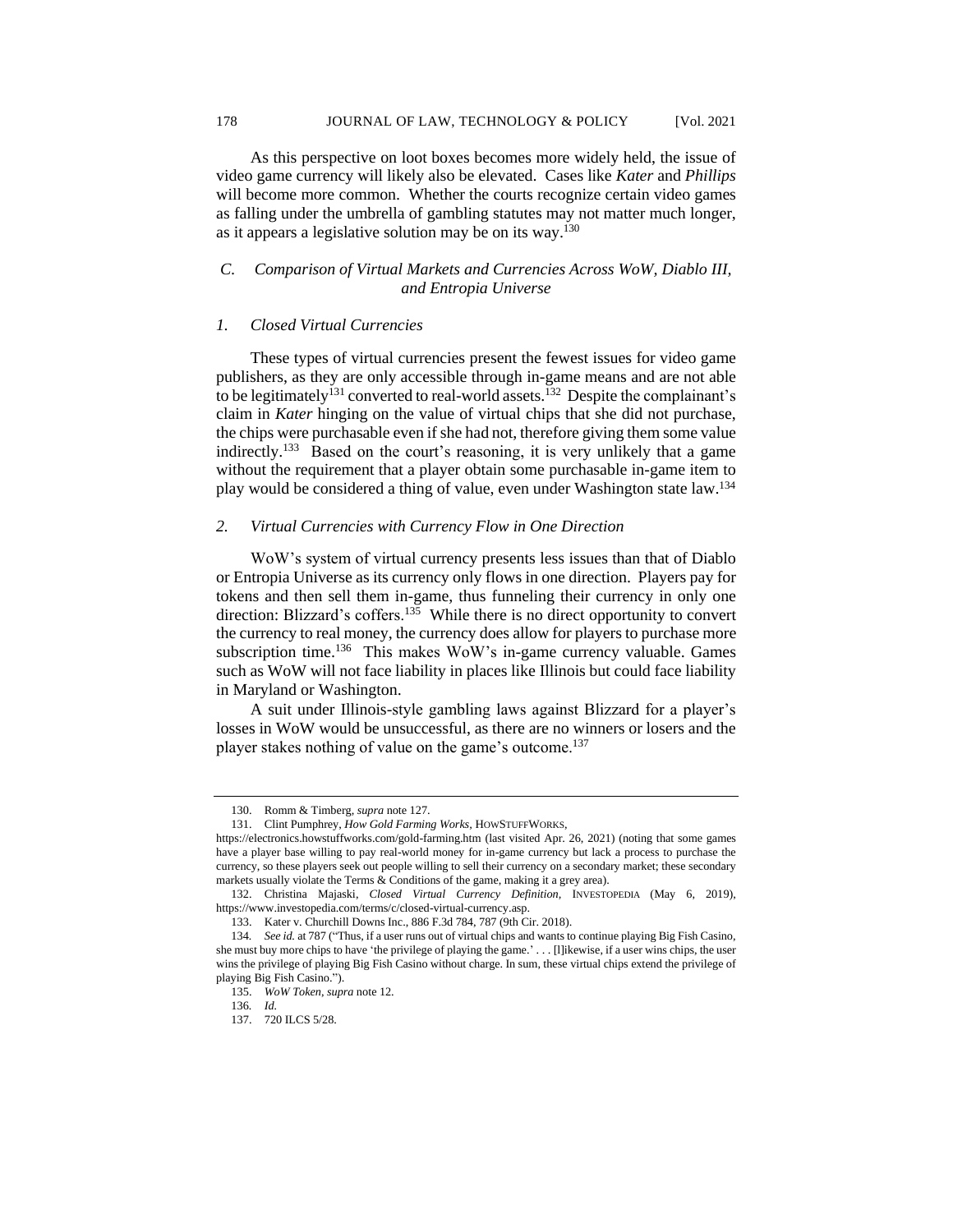As this perspective on loot boxes becomes more widely held, the issue of video game currency will likely also be elevated. Cases like *Kater* and *Phillips* will become more common. Whether the courts recognize certain video games as falling under the umbrella of gambling statutes may not matter much longer, as it appears a legislative solution may be on its way.[130]

### *C. Comparison of Virtual Markets and Currencies Across WoW, Diablo III, and Entropia Universe*

#### *1. Closed Virtual Currencies*

These types of virtual currencies present the fewest issues for video game publishers, as they are only accessible through in-game means and are not able to be legitimately[131] converted to real-world assets.[132] Despite the complainant's claim in *Kater* hinging on the value of virtual chips that she did not purchase, the chips were purchasable even if she had not, therefore giving them some value indirectly.[133] Based on the court's reasoning, it is very unlikely that a game without the requirement that a player obtain some purchasable in-game item to play would be considered a thing of value, even under Washington state law.[134]

#### *2. Virtual Currencies with Currency Flow in One Direction*

WoW's system of virtual currency presents less issues than that of Diablo or Entropia Universe as its currency only flows in one direction. Players pay for tokens and then sell them in-game, thus funneling their currency in only one direction: Blizzard's coffers.[135] While there is no direct opportunity to convert the currency to real money, the currency does allow for players to purchase more subscription time.[136] This makes WoW's in-game currency valuable. Games such as WoW will not face liability in places like Illinois but could face liability in Maryland or Washington.

A suit under Illinois-style gambling laws against Blizzard for a player's losses in WoW would be unsuccessful, as there are no winners or losers and the player stakes nothing of value on the game's outcome.[137]

---

130. Romm & Timberg, *supra* note 127.

131. Clint Pumphrey, *How Gold Farming Works*, HOWSTUFFWORKS, https://electronics.howstuffworks.com/gold-farming.htm (last visited Apr. 26, 2021) (noting that some games have a player base willing to pay real-world money for in-game currency but lack a process to purchase the currency, so these players seek out people willing to sell their currency on a secondary market; these secondary markets usually violate the Terms & Conditions of the game, making it a grey area).

132. Christina Majaski, *Closed Virtual Currency Definition*, INVESTOPEDIA (May 6, 2019), https://www.investopedia.com/terms/c/closed-virtual-currency.asp.

133. Kater v. Churchill Downs Inc., 886 F.3d 784, 787 (9th Cir. 2018).

134. *See id.* at 787 ("Thus, if a user runs out of virtual chips and wants to continue playing Big Fish Casino, she must buy more chips to have 'the privilege of playing the game.' . . . [l]ikewise, if a user wins chips, the user wins the privilege of playing Big Fish Casino without charge. In sum, these virtual chips extend the privilege of playing Big Fish Casino.").

135. *WoW Token*, *supra* note 12.

136. *Id.*

137. 720 ILCS 5/28.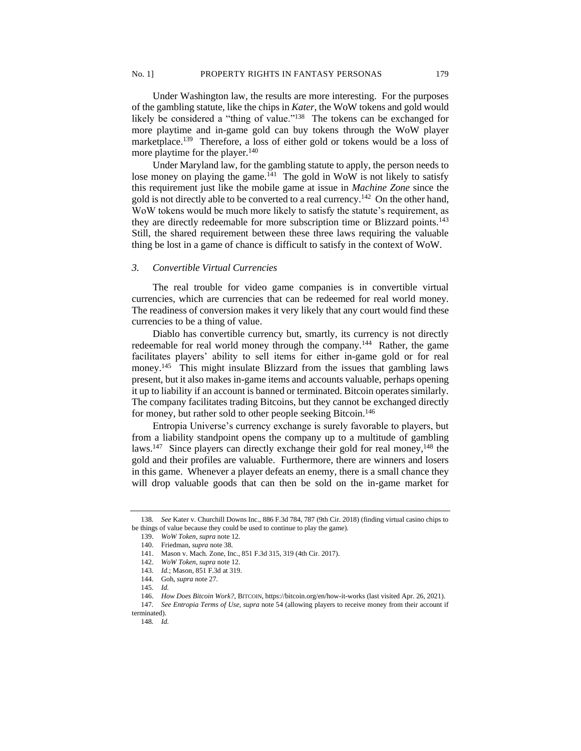Under Washington law, the results are more interesting. For the purposes of the gambling statute, like the chips in *Kater*, the WoW tokens and gold would likely be considered a "thing of value."[138] The tokens can be exchanged for more playtime and in-game gold can buy tokens through the WoW player marketplace.[139] Therefore, a loss of either gold or tokens would be a loss of more playtime for the player.[140]

Under Maryland law, for the gambling statute to apply, the person needs to lose money on playing the game.[141] The gold in WoW is not likely to satisfy this requirement just like the mobile game at issue in *Machine Zone* since the gold is not directly able to be converted to a real currency.[142] On the other hand, WoW tokens would be much more likely to satisfy the statute's requirement, as they are directly redeemable for more subscription time or Blizzard points.[143] Still, the shared requirement between these three laws requiring the valuable thing be lost in a game of chance is difficult to satisfy in the context of WoW.

### 3. *Convertible Virtual Currencies*

The real trouble for video game companies is in convertible virtual currencies, which are currencies that can be redeemed for real world money. The readiness of conversion makes it very likely that any court would find these currencies to be a thing of value.

Diablo has convertible currency but, smartly, its currency is not directly redeemable for real world money through the company.[144] Rather, the game facilitates players' ability to sell items for either in-game gold or for real money.[145] This might insulate Blizzard from the issues that gambling laws present, but it also makes in-game items and accounts valuable, perhaps opening it up to liability if an account is banned or terminated. Bitcoin operates similarly. The company facilitates trading Bitcoins, but they cannot be exchanged directly for money, but rather sold to other people seeking Bitcoin.[146]

Entropia Universe's currency exchange is surely favorable to players, but from a liability standpoint opens the company up to a multitude of gambling laws.[147] Since players can directly exchange their gold for real money,[148] the gold and their profiles are valuable. Furthermore, there are winners and losers in this game. Whenever a player defeats an enemy, there is a small chance they will drop valuable goods that can then be sold on the in-game market for

---

138. *See* Kater v. Churchill Downs Inc., 886 F.3d 784, 787 (9th Cir. 2018) (finding virtual casino chips to be things of value because they could be used to continue to play the game).

139. *WoW Token*, *supra* note 12.

140. Friedman, *supra* note 38.

141. Mason v. Mach. Zone, Inc., 851 F.3d 315, 319 (4th Cir. 2017).

142. *WoW Token*, *supra* note 12.

143. *Id.*; Mason, 851 F.3d at 319.

144. Goh, *supra* note 27.

145. *Id.*

146. *How Does Bitcoin Work?*, BITCOIN, https://bitcoin.org/en/how-it-works (last visited Apr. 26, 2021).

147. *See Entropia Terms of Use*, *supra* note 54 (allowing players to receive money from their account if terminated).

148. *Id.*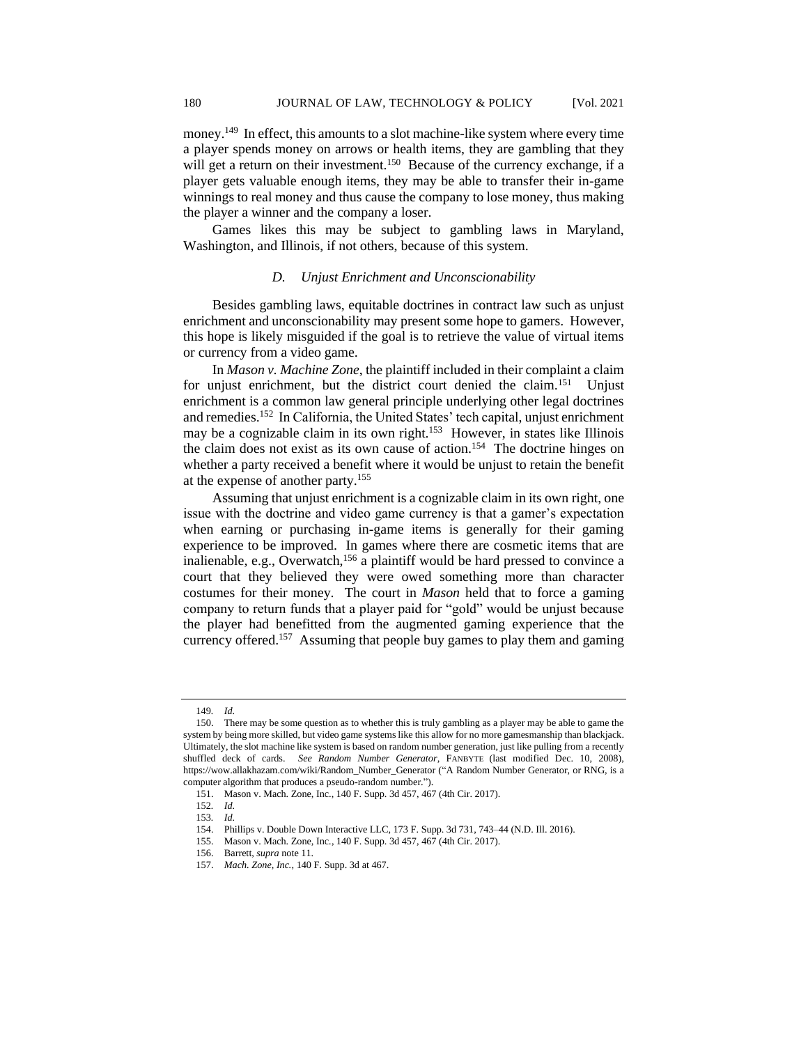money.[149] In effect, this amounts to a slot machine-like system where every time a player spends money on arrows or health items, they are gambling that they will get a return on their investment.[150] Because of the currency exchange, if a player gets valuable enough items, they may be able to transfer their in-game winnings to real money and thus cause the company to lose money, thus making the player a winner and the company a loser.

Games likes this may be subject to gambling laws in Maryland, Washington, and Illinois, if not others, because of this system.

### *D. Unjust Enrichment and Unconscionability*

Besides gambling laws, equitable doctrines in contract law such as unjust enrichment and unconscionability may present some hope to gamers. However, this hope is likely misguided if the goal is to retrieve the value of virtual items or currency from a video game.

In *Mason v. Machine Zone*, the plaintiff included in their complaint a claim for unjust enrichment, but the district court denied the claim.[151] Unjust enrichment is a common law general principle underlying other legal doctrines and remedies.[152] In California, the United States' tech capital, unjust enrichment may be a cognizable claim in its own right.[153] However, in states like Illinois the claim does not exist as its own cause of action.[154] The doctrine hinges on whether a party received a benefit where it would be unjust to retain the benefit at the expense of another party.[155]

Assuming that unjust enrichment is a cognizable claim in its own right, one issue with the doctrine and video game currency is that a gamer's expectation when earning or purchasing in-game items is generally for their gaming experience to be improved. In games where there are cosmetic items that are inalienable, e.g., Overwatch,[156] a plaintiff would be hard pressed to convince a court that they believed they were owed something more than character costumes for their money. The court in *Mason* held that to force a gaming company to return funds that a player paid for "gold" would be unjust because the player had benefitted from the augmented gaming experience that the currency offered.[157] Assuming that people buy games to play them and gaming

---

149. *Id.*

150. There may be some question as to whether this is truly gambling as a player may be able to game the system by being more skilled, but video game systems like this allow for no more gamesmanship than blackjack. Ultimately, the slot machine like system is based on random number generation, just like pulling from a recently shuffled deck of cards. *See Random Number Generator*, FANBYTE (last modified Dec. 10, 2008), https://wow.allakhazam.com/wiki/Random_Number_Generator ("A Random Number Generator, or RNG, is a computer algorithm that produces a pseudo-random number.").

151. Mason v. Mach. Zone, Inc., 140 F. Supp. 3d 457, 467 (4th Cir. 2017).

152. *Id.*

153. *Id.*

154. Phillips v. Double Down Interactive LLC, 173 F. Supp. 3d 731, 743–44 (N.D. Ill. 2016).

155. Mason v. Mach. Zone, Inc., 140 F. Supp. 3d 457, 467 (4th Cir. 2017).

156. Barrett, *supra* note 11.

157. *Mach. Zone, Inc.*, 140 F. Supp. 3d at 467.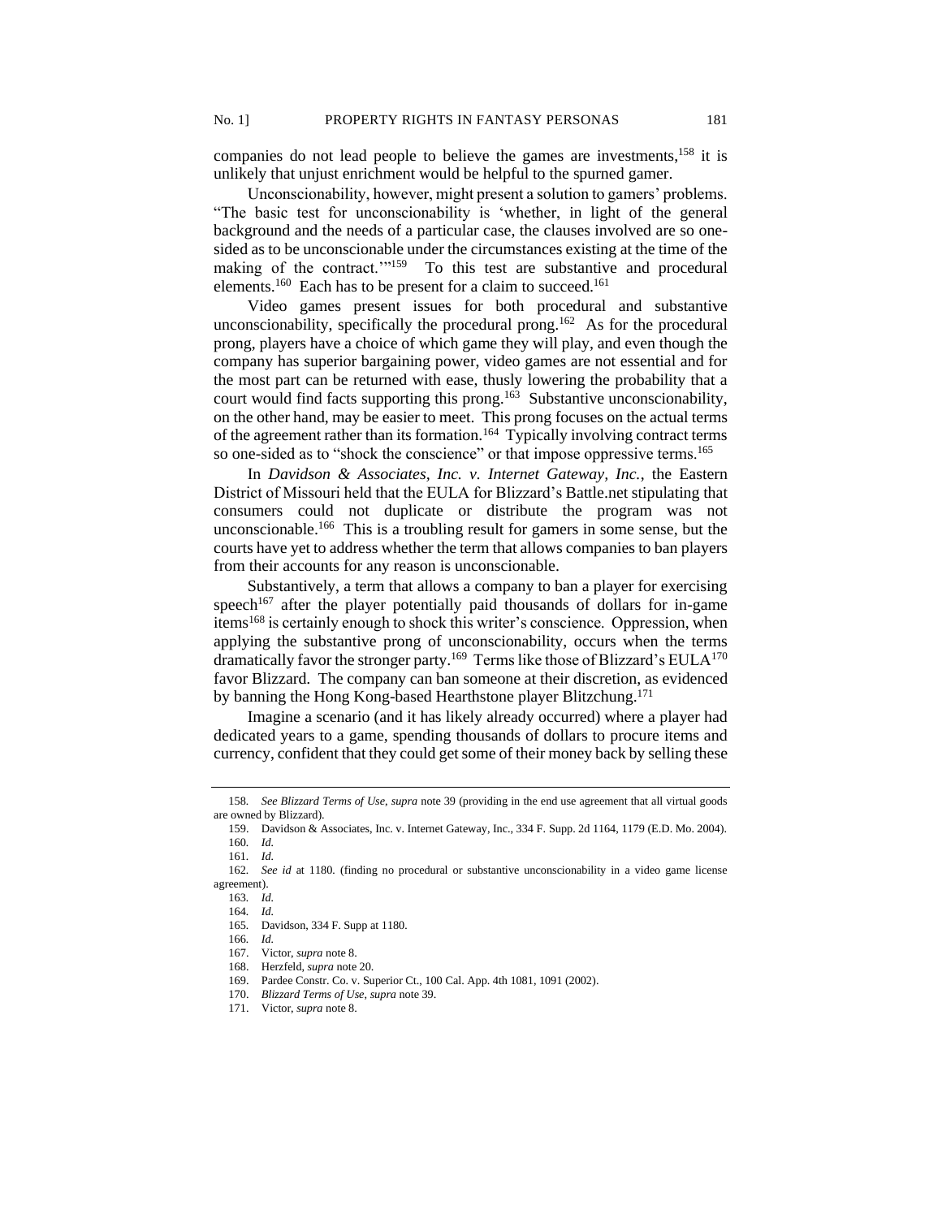companies do not lead people to believe the games are investments,[158] it is unlikely that unjust enrichment would be helpful to the spurned gamer.

Unconscionability, however, might present a solution to gamers' problems. "The basic test for unconscionability is 'whether, in light of the general background and the needs of a particular case, the clauses involved are so one-sided as to be unconscionable under the circumstances existing at the time of the making of the contract.'"[159] To this test are substantive and procedural elements.[160] Each has to be present for a claim to succeed.[161]

Video games present issues for both procedural and substantive unconscionability, specifically the procedural prong.[162] As for the procedural prong, players have a choice of which game they will play, and even though the company has superior bargaining power, video games are not essential and for the most part can be returned with ease, thusly lowering the probability that a court would find facts supporting this prong.[163] Substantive unconscionability, on the other hand, may be easier to meet. This prong focuses on the actual terms of the agreement rather than its formation.[164] Typically involving contract terms so one-sided as to "shock the conscience" or that impose oppressive terms.[165]

In *Davidson & Associates, Inc. v. Internet Gateway, Inc.*, the Eastern District of Missouri held that the EULA for Blizzard's Battle.net stipulating that consumers could not duplicate or distribute the program was not unconscionable.[166] This is a troubling result for gamers in some sense, but the courts have yet to address whether the term that allows companies to ban players from their accounts for any reason is unconscionable.

Substantively, a term that allows a company to ban a player for exercising speech[167] after the player potentially paid thousands of dollars for in-game items[168] is certainly enough to shock this writer's conscience. Oppression, when applying the substantive prong of unconscionability, occurs when the terms dramatically favor the stronger party.[169] Terms like those of Blizzard's EULA[170] favor Blizzard. The company can ban someone at their discretion, as evidenced by banning the Hong Kong-based Hearthstone player Blitzchung.[171]

Imagine a scenario (and it has likely already occurred) where a player had dedicated years to a game, spending thousands of dollars to procure items and currency, confident that they could get some of their money back by selling these

---

158. *See Blizzard Terms of Use*, *supra* note 39 (providing in the end use agreement that all virtual goods are owned by Blizzard).

159. Davidson & Associates, Inc. v. Internet Gateway, Inc., 334 F. Supp. 2d 1164, 1179 (E.D. Mo. 2004).

160. *Id.*

161. *Id.*

162. *See id* at 1180. (finding no procedural or substantive unconscionability in a video game license agreement).

163. *Id.*

164. *Id.*

165. Davidson, 334 F. Supp at 1180.

166. *Id.*

167. Victor, *supra* note 8.

168. Herzfeld, *supra* note 20.

169. Pardee Constr. Co. v. Superior Ct., 100 Cal. App. 4th 1081, 1091 (2002).

170. *Blizzard Terms of Use*, *supra* note 39.

171. Victor, *supra* note 8.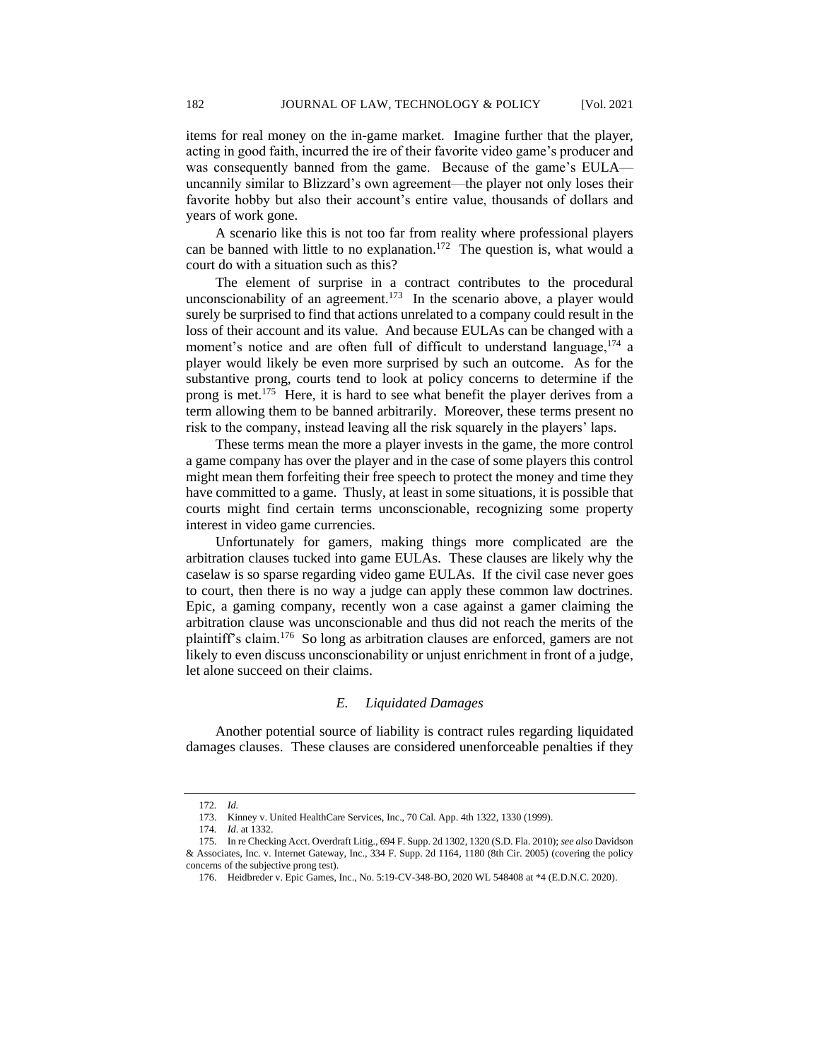items for real money on the in-game market. Imagine further that the player, acting in good faith, incurred the ire of their favorite video game's producer and was consequently banned from the game. Because of the game's EULA—uncannily similar to Blizzard's own agreement—the player not only loses their favorite hobby but also their account's entire value, thousands of dollars and years of work gone.

A scenario like this is not too far from reality where professional players can be banned with little to no explanation.[172] The question is, what would a court do with a situation such as this?

The element of surprise in a contract contributes to the procedural unconscionability of an agreement.[173] In the scenario above, a player would surely be surprised to find that actions unrelated to a company could result in the loss of their account and its value. And because EULAs can be changed with a moment's notice and are often full of difficult to understand language,[174] a player would likely be even more surprised by such an outcome. As for the substantive prong, courts tend to look at policy concerns to determine if the prong is met.[175] Here, it is hard to see what benefit the player derives from a term allowing them to be banned arbitrarily. Moreover, these terms present no risk to the company, instead leaving all the risk squarely in the players' laps.

These terms mean the more a player invests in the game, the more control a game company has over the player and in the case of some players this control might mean them forfeiting their free speech to protect the money and time they have committed to a game. Thusly, at least in some situations, it is possible that courts might find certain terms unconscionable, recognizing some property interest in video game currencies.

Unfortunately for gamers, making things more complicated are the arbitration clauses tucked into game EULAs. These clauses are likely why the caselaw is so sparse regarding video game EULAs. If the civil case never goes to court, then there is no way a judge can apply these common law doctrines. Epic, a gaming company, recently won a case against a gamer claiming the arbitration clause was unconscionable and thus did not reach the merits of the plaintiff's claim.[176] So long as arbitration clauses are enforced, gamers are not likely to even discuss unconscionability or unjust enrichment in front of a judge, let alone succeed on their claims.

### *E. Liquidated Damages*

Another potential source of liability is contract rules regarding liquidated damages clauses. These clauses are considered unenforceable penalties if they

---

172. *Id.*

173. Kinney v. United HealthCare Services, Inc., 70 Cal. App. 4th 1322, 1330 (1999).

174. *Id*. at 1332.

175. In re Checking Acct. Overdraft Litig., 694 F. Supp. 2d 1302, 1320 (S.D. Fla. 2010); *see also* Davidson & Associates, Inc. v. Internet Gateway, Inc., 334 F. Supp. 2d 1164, 1180 (8th Cir. 2005) (covering the policy concerns of the subjective prong test).

176. Heidbreder v. Epic Games, Inc., No. 5:19-CV-348-BO, 2020 WL 548408 at *4 (E.D.N.C. 2020).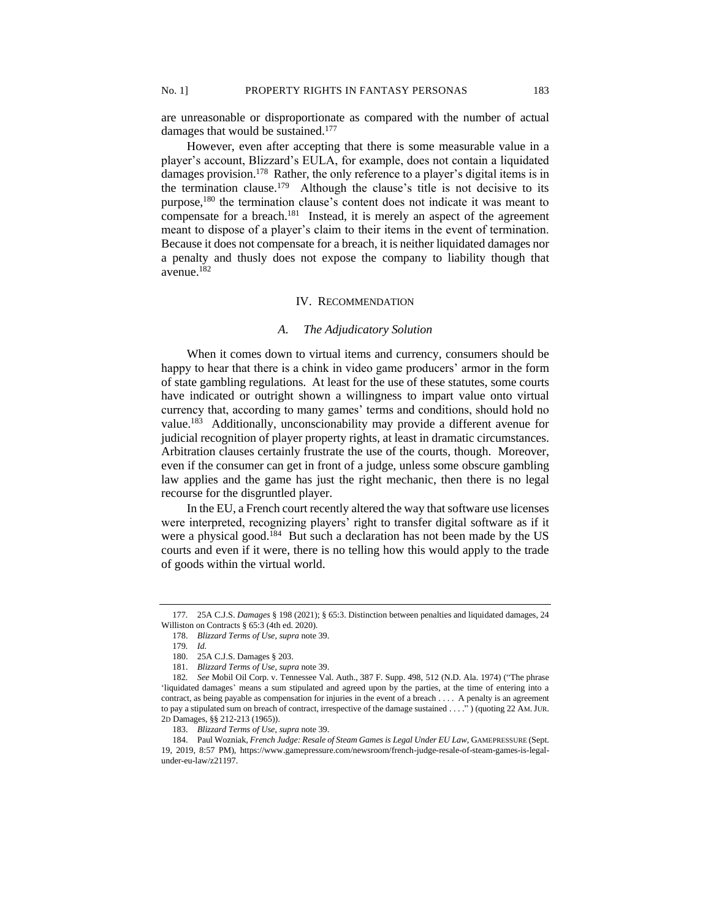are unreasonable or disproportionate as compared with the number of actual damages that would be sustained.[177]

However, even after accepting that there is some measurable value in a player's account, Blizzard's EULA, for example, does not contain a liquidated damages provision.[178] Rather, the only reference to a player's digital items is in the termination clause.[179] Although the clause's title is not decisive to its purpose,[180] the termination clause's content does not indicate it was meant to compensate for a breach.[181] Instead, it is merely an aspect of the agreement meant to dispose of a player's claim to their items in the event of termination. Because it does not compensate for a breach, it is neither liquidated damages nor a penalty and thusly does not expose the company to liability though that avenue.[182]

## IV. Recommendation

### *A. The Adjudicatory Solution*

When it comes down to virtual items and currency, consumers should be happy to hear that there is a chink in video game producers' armor in the form of state gambling regulations. At least for the use of these statutes, some courts have indicated or outright shown a willingness to impart value onto virtual currency that, according to many games' terms and conditions, should hold no value.[183] Additionally, unconscionability may provide a different avenue for judicial recognition of player property rights, at least in dramatic circumstances. Arbitration clauses certainly frustrate the use of the courts, though. Moreover, even if the consumer can get in front of a judge, unless some obscure gambling law applies and the game has just the right mechanic, then there is no legal recourse for the disgruntled player.

In the EU, a French court recently altered the way that software use licenses were interpreted, recognizing players' right to transfer digital software as if it were a physical good.[184] But such a declaration has not been made by the US courts and even if it were, there is no telling how this would apply to the trade of goods within the virtual world.

---

177. 25A C.J.S. *Damages* § 198 (2021); § 65:3. Distinction between penalties and liquidated damages, 24 Williston on Contracts § 65:3 (4th ed. 2020).

178. *Blizzard Terms of Use*, *supra* note 39.

179. *Id.*

180. 25A C.J.S. Damages § 203.

181. *Blizzard Terms of Use*, *supra* note 39.

182. *See* Mobil Oil Corp. v. Tennessee Val. Auth., 387 F. Supp. 498, 512 (N.D. Ala. 1974) ("The phrase 'liquidated damages' means a sum stipulated and agreed upon by the parties, at the time of entering into a contract, as being payable as compensation for injuries in the event of a breach . . . . A penalty is an agreement to pay a stipulated sum on breach of contract, irrespective of the damage sustained . . . ." ) (quoting 22 AM. JUR. 2D Damages, §§ 212-213 (1965)).

183. *Blizzard Terms of Use*, *supra* note 39.

184. Paul Wozniak, *French Judge: Resale of Steam Games is Legal Under EU Law*, GAMEPRESSURE (Sept. 19, 2019, 8:57 PM), https://www.gamepressure.com/newsroom/french-judge-resale-of-steam-games-is-legal-under-eu-law/z21197.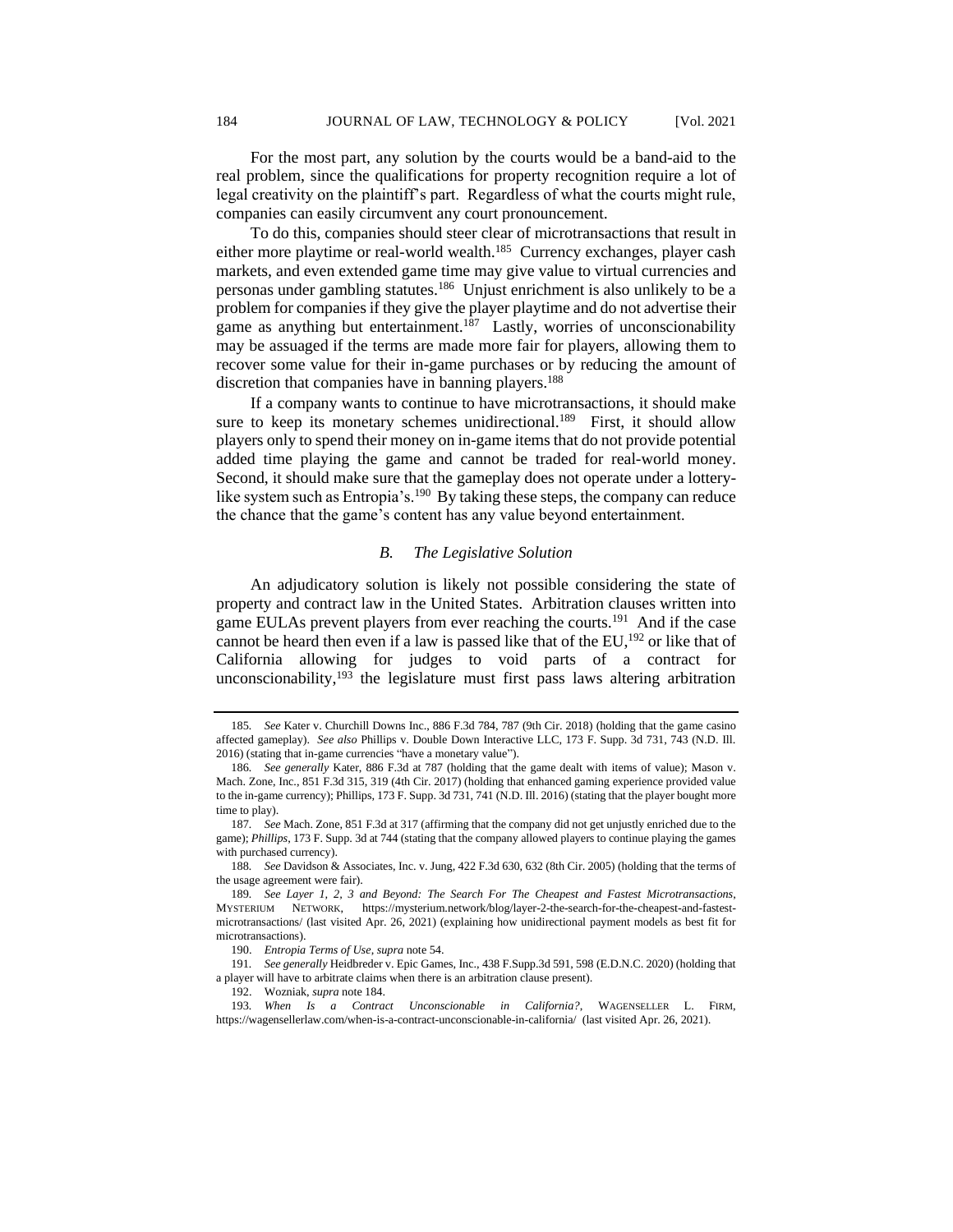For the most part, any solution by the courts would be a band-aid to the real problem, since the qualifications for property recognition require a lot of legal creativity on the plaintiff's part. Regardless of what the courts might rule, companies can easily circumvent any court pronouncement.

To do this, companies should steer clear of microtransactions that result in either more playtime or real-world wealth.[185] Currency exchanges, player cash markets, and even extended game time may give value to virtual currencies and personas under gambling statutes.[186] Unjust enrichment is also unlikely to be a problem for companies if they give the player playtime and do not advertise their game as anything but entertainment.[187] Lastly, worries of unconscionability may be assuaged if the terms are made more fair for players, allowing them to recover some value for their in-game purchases or by reducing the amount of discretion that companies have in banning players.[188]

If a company wants to continue to have microtransactions, it should make sure to keep its monetary schemes unidirectional.[189] First, it should allow players only to spend their money on in-game items that do not provide potential added time playing the game and cannot be traded for real-world money. Second, it should make sure that the gameplay does not operate under a lottery-like system such as Entropia's.[190] By taking these steps, the company can reduce the chance that the game's content has any value beyond entertainment.

### *B. The Legislative Solution*

An adjudicatory solution is likely not possible considering the state of property and contract law in the United States. Arbitration clauses written into game EULAs prevent players from ever reaching the courts.[191] And if the case cannot be heard then even if a law is passed like that of the EU,[192] or like that of California allowing for judges to void parts of a contract for unconscionability,[193] the legislature must first pass laws altering arbitration

---

185. *See* Kater v. Churchill Downs Inc., 886 F.3d 784, 787 (9th Cir. 2018) (holding that the game casino affected gameplay). *See also* Phillips v. Double Down Interactive LLC, 173 F. Supp. 3d 731, 743 (N.D. Ill. 2016) (stating that in-game currencies "have a monetary value").

186. *See generally* Kater, 886 F.3d at 787 (holding that the game dealt with items of value); Mason v. Mach. Zone, Inc., 851 F.3d 315, 319 (4th Cir. 2017) (holding that enhanced gaming experience provided value to the in-game currency); Phillips, 173 F. Supp. 3d 731, 741 (N.D. Ill. 2016) (stating that the player bought more time to play).

187. *See* Mach. Zone, 851 F.3d at 317 (affirming that the company did not get unjustly enriched due to the game); *Phillips*, 173 F. Supp. 3d at 744 (stating that the company allowed players to continue playing the games with purchased currency).

188. *See* Davidson & Associates, Inc. v. Jung, 422 F.3d 630, 632 (8th Cir. 2005) (holding that the terms of the usage agreement were fair).

189. *See Layer 1, 2, 3 and Beyond: The Search For The Cheapest and Fastest Microtransactions*, MYSTERIUM NETWORK, https://mysterium.network/blog/layer-2-the-search-for-the-cheapest-and-fastest-microtransactions/ (last visited Apr. 26, 2021) (explaining how unidirectional payment models as best fit for microtransactions).

190. *Entropia Terms of Use*, *supra* note 54.

191. *See generally* Heidbreder v. Epic Games, Inc., 438 F.Supp.3d 591, 598 (E.D.N.C. 2020) (holding that a player will have to arbitrate claims when there is an arbitration clause present).

192. Wozniak, *supra* note 184.

193. *When Is a Contract Unconscionable in California?*, WAGENSELLER L. FIRM, https://wagensellerlaw.com/when-is-a-contract-unconscionable-in-california/ (last visited Apr. 26, 2021).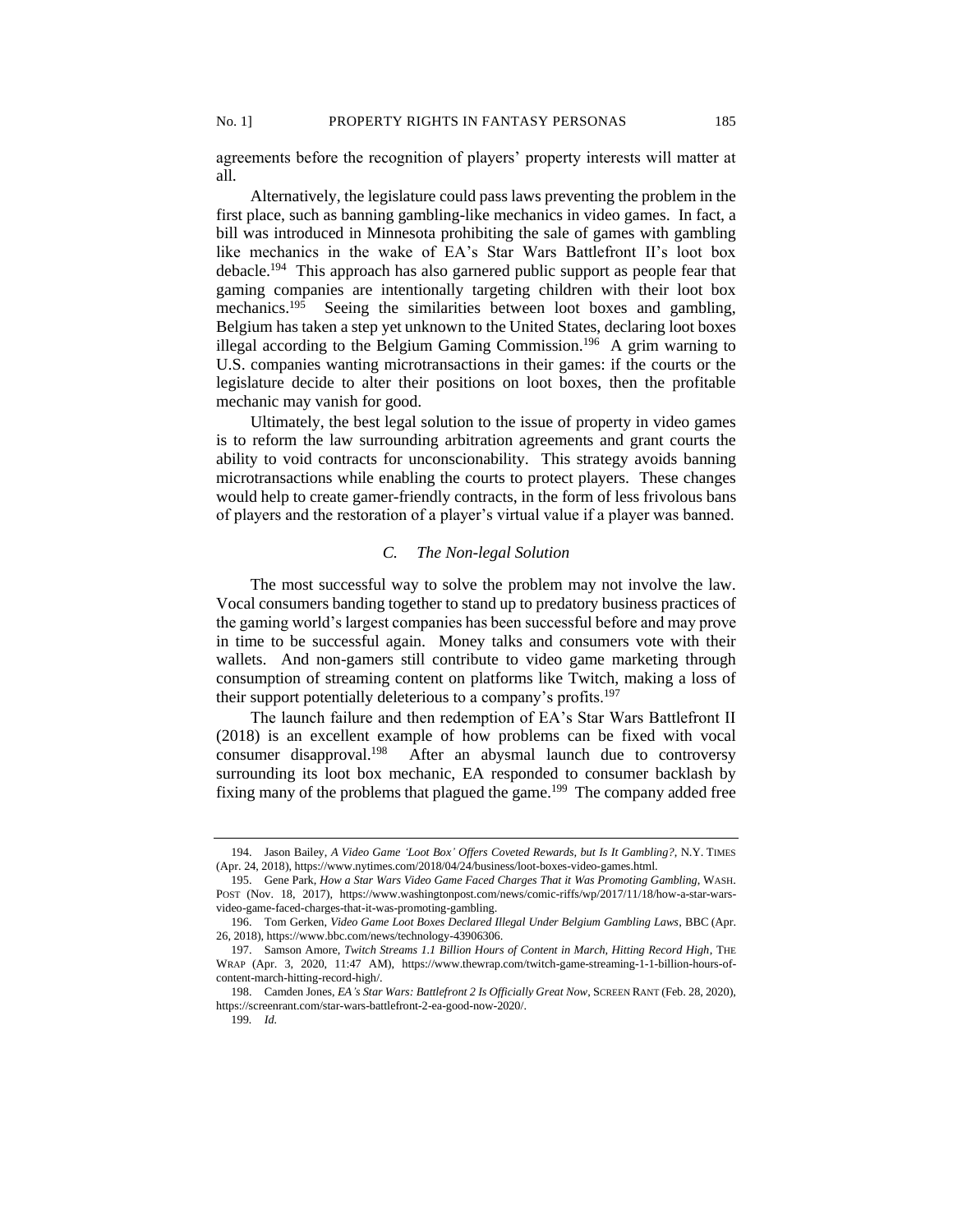agreements before the recognition of players' property interests will matter at all.

Alternatively, the legislature could pass laws preventing the problem in the first place, such as banning gambling-like mechanics in video games. In fact, a bill was introduced in Minnesota prohibiting the sale of games with gambling like mechanics in the wake of EA's Star Wars Battlefront II's loot box debacle.[194] This approach has also garnered public support as people fear that gaming companies are intentionally targeting children with their loot box mechanics.[195] Seeing the similarities between loot boxes and gambling, Belgium has taken a step yet unknown to the United States, declaring loot boxes illegal according to the Belgium Gaming Commission.[196] A grim warning to U.S. companies wanting microtransactions in their games: if the courts or the legislature decide to alter their positions on loot boxes, then the profitable mechanic may vanish for good.

Ultimately, the best legal solution to the issue of property in video games is to reform the law surrounding arbitration agreements and grant courts the ability to void contracts for unconscionability. This strategy avoids banning microtransactions while enabling the courts to protect players. These changes would help to create gamer-friendly contracts, in the form of less frivolous bans of players and the restoration of a player's virtual value if a player was banned.

### *C. The Non-legal Solution*

The most successful way to solve the problem may not involve the law. Vocal consumers banding together to stand up to predatory business practices of the gaming world's largest companies has been successful before and may prove in time to be successful again. Money talks and consumers vote with their wallets. And non-gamers still contribute to video game marketing through consumption of streaming content on platforms like Twitch, making a loss of their support potentially deleterious to a company's profits.[197]

The launch failure and then redemption of EA's Star Wars Battlefront II (2018) is an excellent example of how problems can be fixed with vocal consumer disapproval.[198] After an abysmal launch due to controversy surrounding its loot box mechanic, EA responded to consumer backlash by fixing many of the problems that plagued the game.[199] The company added free

---

194. Jason Bailey, *A Video Game 'Loot Box' Offers Coveted Rewards, but Is It Gambling?*, N.Y. TIMES (Apr. 24, 2018), https://www.nytimes.com/2018/04/24/business/loot-boxes-video-games.html.

195. Gene Park, *How a Star Wars Video Game Faced Charges That it Was Promoting Gambling*, WASH. POST (Nov. 18, 2017), https://www.washingtonpost.com/news/comic-riffs/wp/2017/11/18/how-a-star-wars-video-game-faced-charges-that-it-was-promoting-gambling.

196. Tom Gerken, *Video Game Loot Boxes Declared Illegal Under Belgium Gambling Laws*, BBC (Apr. 26, 2018), https://www.bbc.com/news/technology-43906306.

197. Samson Amore, *Twitch Streams 1.1 Billion Hours of Content in March, Hitting Record High*, THE WRAP (Apr. 3, 2020, 11:47 AM), https://www.thewrap.com/twitch-game-streaming-1-1-billion-hours-of-content-march-hitting-record-high/.

198. Camden Jones, *EA's Star Wars: Battlefront 2 Is Officially Great Now*, SCREEN RANT (Feb. 28, 2020), https://screenrant.com/star-wars-battlefront-2-ea-good-now-2020/.

199. *Id.*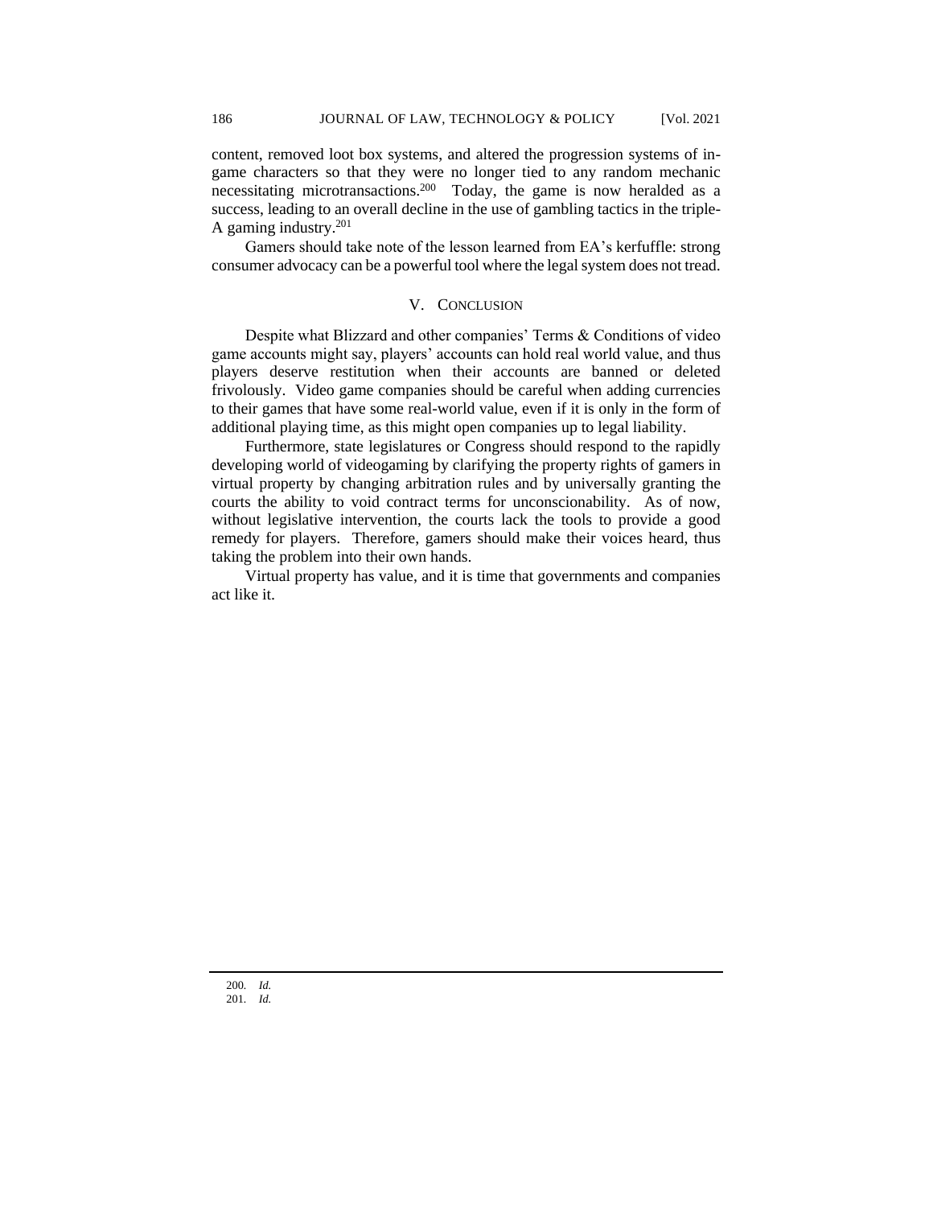content, removed loot box systems, and altered the progression systems of in-game characters so that they were no longer tied to any random mechanic necessitating microtransactions.[200] Today, the game is now heralded as a success, leading to an overall decline in the use of gambling tactics in the triple-A gaming industry.[201]

Gamers should take note of the lesson learned from EA's kerfuffle: strong consumer advocacy can be a powerful tool where the legal system does not tread.

## V. CONCLUSION

Despite what Blizzard and other companies' Terms & Conditions of video game accounts might say, players' accounts can hold real world value, and thus players deserve restitution when their accounts are banned or deleted frivolously. Video game companies should be careful when adding currencies to their games that have some real-world value, even if it is only in the form of additional playing time, as this might open companies up to legal liability.

Furthermore, state legislatures or Congress should respond to the rapidly developing world of videogaming by clarifying the property rights of gamers in virtual property by changing arbitration rules and by universally granting the courts the ability to void contract terms for unconscionability. As of now, without legislative intervention, the courts lack the tools to provide a good remedy for players. Therefore, gamers should make their voices heard, thus taking the problem into their own hands.

Virtual property has value, and it is time that governments and companies act like it.

---

200. *Id.*
201. *Id.*